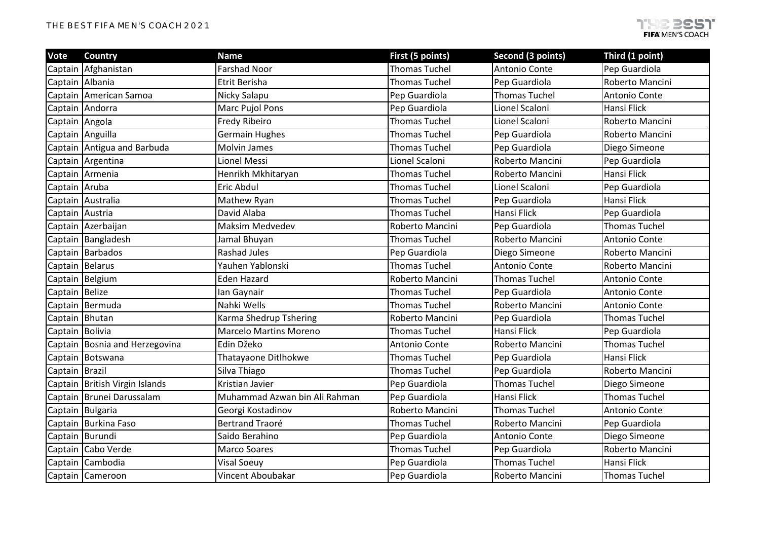# THE BEST FIFA MEN'S COACH 2021

| Vote | Country | Name | First (5 points) | Second (3 points) | Third (1 point) |
|---|---|---|---|---|---|
| Captain | Afghanistan | Farshad Noor | Thomas Tuchel | Antonio Conte | Pep Guardiola |
| Captain | Albania | Etrit Berisha | Thomas Tuchel | Pep Guardiola | Roberto Mancini |
| Captain | American Samoa | Nicky Salapu | Pep Guardiola | Thomas Tuchel | Antonio Conte |
| Captain | Andorra | Marc Pujol Pons | Pep Guardiola | Lionel Scaloni | Hansi Flick |
| Captain | Angola | Fredy Ribeiro | Thomas Tuchel | Lionel Scaloni | Roberto Mancini |
| Captain | Anguilla | Germain Hughes | Thomas Tuchel | Pep Guardiola | Roberto Mancini |
| Captain | Antigua and Barbuda | Molvin James | Thomas Tuchel | Pep Guardiola | Diego Simeone |
| Captain | Argentina | Lionel Messi | Lionel Scaloni | Roberto Mancini | Pep Guardiola |
| Captain | Armenia | Henrikh Mkhitaryan | Thomas Tuchel | Roberto Mancini | Hansi Flick |
| Captain | Aruba | Eric Abdul | Thomas Tuchel | Lionel Scaloni | Pep Guardiola |
| Captain | Australia | Mathew Ryan | Thomas Tuchel | Pep Guardiola | Hansi Flick |
| Captain | Austria | David Alaba | Thomas Tuchel | Hansi Flick | Pep Guardiola |
| Captain | Azerbaijan | Maksim Medvedev | Roberto Mancini | Pep Guardiola | Thomas Tuchel |
| Captain | Bangladesh | Jamal Bhuyan | Thomas Tuchel | Roberto Mancini | Antonio Conte |
| Captain | Barbados | Rashad Jules | Pep Guardiola | Diego Simeone | Roberto Mancini |
| Captain | Belarus | Yauhen Yablonski | Thomas Tuchel | Antonio Conte | Roberto Mancini |
| Captain | Belgium | Eden Hazard | Roberto Mancini | Thomas Tuchel | Antonio Conte |
| Captain | Belize | Ian Gaynair | Thomas Tuchel | Pep Guardiola | Antonio Conte |
| Captain | Bermuda | Nahki Wells | Thomas Tuchel | Roberto Mancini | Antonio Conte |
| Captain | Bhutan | Karma Shedrup Tshering | Roberto Mancini | Pep Guardiola | Thomas Tuchel |
| Captain | Bolivia | Marcelo Martins Moreno | Thomas Tuchel | Hansi Flick | Pep Guardiola |
| Captain | Bosnia and Herzegovina | Edin Džeko | Antonio Conte | Roberto Mancini | Thomas Tuchel |
| Captain | Botswana | Thatayaone Ditlhokwe | Thomas Tuchel | Pep Guardiola | Hansi Flick |
| Captain | Brazil | Silva Thiago | Thomas Tuchel | Pep Guardiola | Roberto Mancini |
| Captain | British Virgin Islands | Kristian Javier | Pep Guardiola | Thomas Tuchel | Diego Simeone |
| Captain | Brunei Darussalam | Muhammad Azwan bin Ali Rahman | Pep Guardiola | Hansi Flick | Thomas Tuchel |
| Captain | Bulgaria | Georgi Kostadinov | Roberto Mancini | Thomas Tuchel | Antonio Conte |
| Captain | Burkina Faso | Bertrand Traoré | Thomas Tuchel | Roberto Mancini | Pep Guardiola |
| Captain | Burundi | Saido Berahino | Pep Guardiola | Antonio Conte | Diego Simeone |
| Captain | Cabo Verde | Marco Soares | Thomas Tuchel | Pep Guardiola | Roberto Mancini |
| Captain | Cambodia | Visal Soeuy | Pep Guardiola | Thomas Tuchel | Hansi Flick |
| Captain | Cameroon | Vincent Aboubakar | Pep Guardiola | Roberto Mancini | Thomas Tuchel |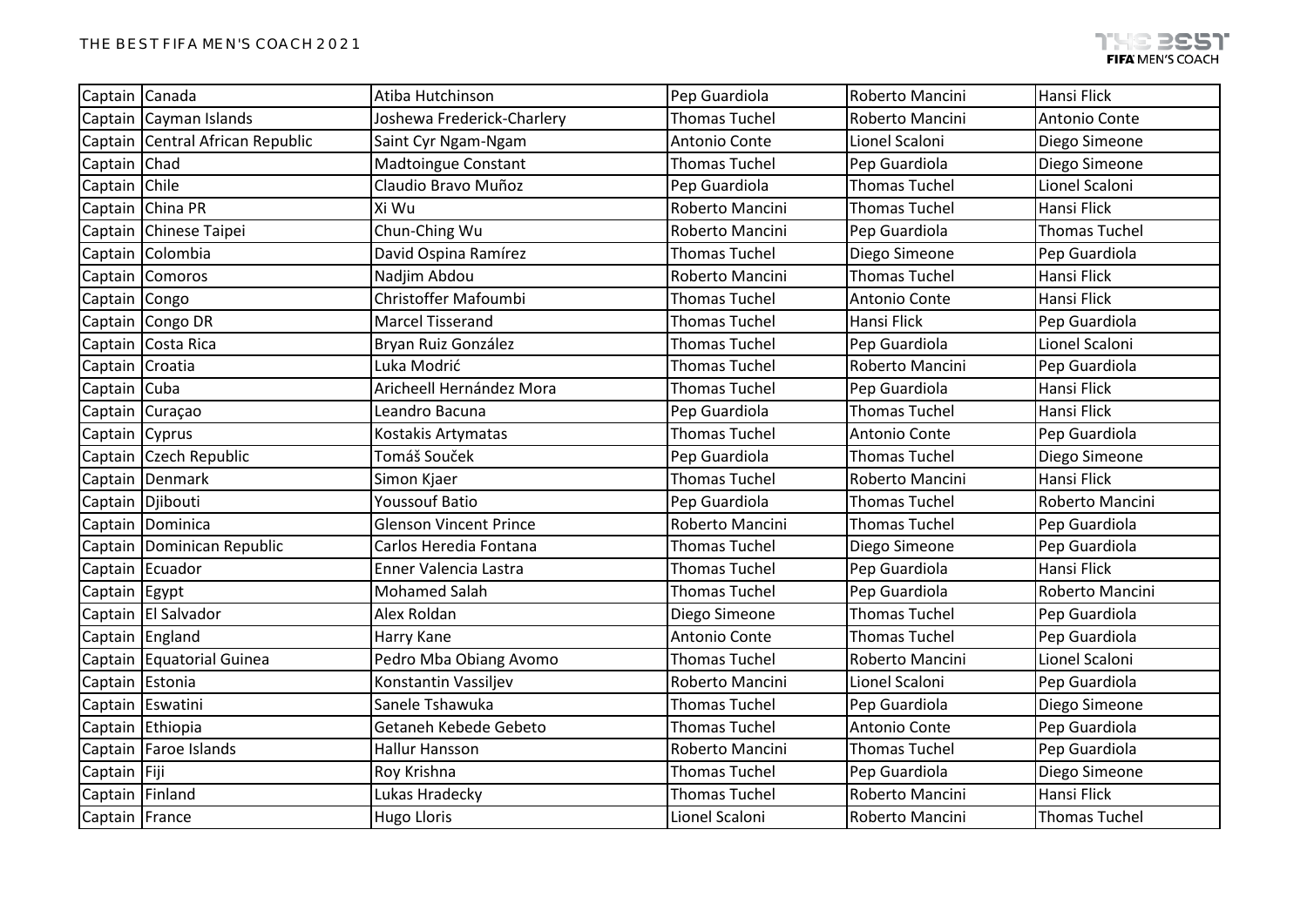| | | | | | |
|---|---|---|---|---|---|
| Captain | Canada | Atiba Hutchinson | Pep Guardiola | Roberto Mancini | Hansi Flick |
| Captain | Cayman Islands | Joshewa Frederick-Charlery | Thomas Tuchel | Roberto Mancini | Antonio Conte |
| Captain | Central African Republic | Saint Cyr Ngam-Ngam | Antonio Conte | Lionel Scaloni | Diego Simeone |
| Captain | Chad | Madtoingue Constant | Thomas Tuchel | Pep Guardiola | Diego Simeone |
| Captain | Chile | Claudio Bravo Muñoz | Pep Guardiola | Thomas Tuchel | Lionel Scaloni |
| Captain | China PR | Xi Wu | Roberto Mancini | Thomas Tuchel | Hansi Flick |
| Captain | Chinese Taipei | Chun-Ching Wu | Roberto Mancini | Pep Guardiola | Thomas Tuchel |
| Captain | Colombia | David Ospina Ramírez | Thomas Tuchel | Diego Simeone | Pep Guardiola |
| Captain | Comoros | Nadjim Abdou | Roberto Mancini | Thomas Tuchel | Hansi Flick |
| Captain | Congo | Christoffer Mafoumbi | Thomas Tuchel | Antonio Conte | Hansi Flick |
| Captain | Congo DR | Marcel Tisserand | Thomas Tuchel | Hansi Flick | Pep Guardiola |
| Captain | Costa Rica | Bryan Ruiz González | Thomas Tuchel | Pep Guardiola | Lionel Scaloni |
| Captain | Croatia | Luka Modrić | Thomas Tuchel | Roberto Mancini | Pep Guardiola |
| Captain | Cuba | Aricheell Hernández Mora | Thomas Tuchel | Pep Guardiola | Hansi Flick |
| Captain | Curaçao | Leandro Bacuna | Pep Guardiola | Thomas Tuchel | Hansi Flick |
| Captain | Cyprus | Kostakis Artymatas | Thomas Tuchel | Antonio Conte | Pep Guardiola |
| Captain | Czech Republic | Tomáš Souček | Pep Guardiola | Thomas Tuchel | Diego Simeone |
| Captain | Denmark | Simon Kjaer | Thomas Tuchel | Roberto Mancini | Hansi Flick |
| Captain | Djibouti | Youssouf Batio | Pep Guardiola | Thomas Tuchel | Roberto Mancini |
| Captain | Dominica | Glenson Vincent Prince | Roberto Mancini | Thomas Tuchel | Pep Guardiola |
| Captain | Dominican Republic | Carlos Heredia Fontana | Thomas Tuchel | Diego Simeone | Pep Guardiola |
| Captain | Ecuador | Enner Valencia Lastra | Thomas Tuchel | Pep Guardiola | Hansi Flick |
| Captain | Egypt | Mohamed Salah | Thomas Tuchel | Pep Guardiola | Roberto Mancini |
| Captain | El Salvador | Alex Roldan | Diego Simeone | Thomas Tuchel | Pep Guardiola |
| Captain | England | Harry Kane | Antonio Conte | Thomas Tuchel | Pep Guardiola |
| Captain | Equatorial Guinea | Pedro Mba Obiang Avomo | Thomas Tuchel | Roberto Mancini | Lionel Scaloni |
| Captain | Estonia | Konstantin Vassiljev | Roberto Mancini | Lionel Scaloni | Pep Guardiola |
| Captain | Eswatini | Sanele Tshawuka | Thomas Tuchel | Pep Guardiola | Diego Simeone |
| Captain | Ethiopia | Getaneh Kebede Gebeto | Thomas Tuchel | Antonio Conte | Pep Guardiola |
| Captain | Faroe Islands | Hallur Hansson | Roberto Mancini | Thomas Tuchel | Pep Guardiola |
| Captain | Fiji | Roy Krishna | Thomas Tuchel | Pep Guardiola | Diego Simeone |
| Captain | Finland | Lukas Hradecky | Thomas Tuchel | Roberto Mancini | Hansi Flick |
| Captain | France | Hugo Lloris | Lionel Scaloni | Roberto Mancini | Thomas Tuchel |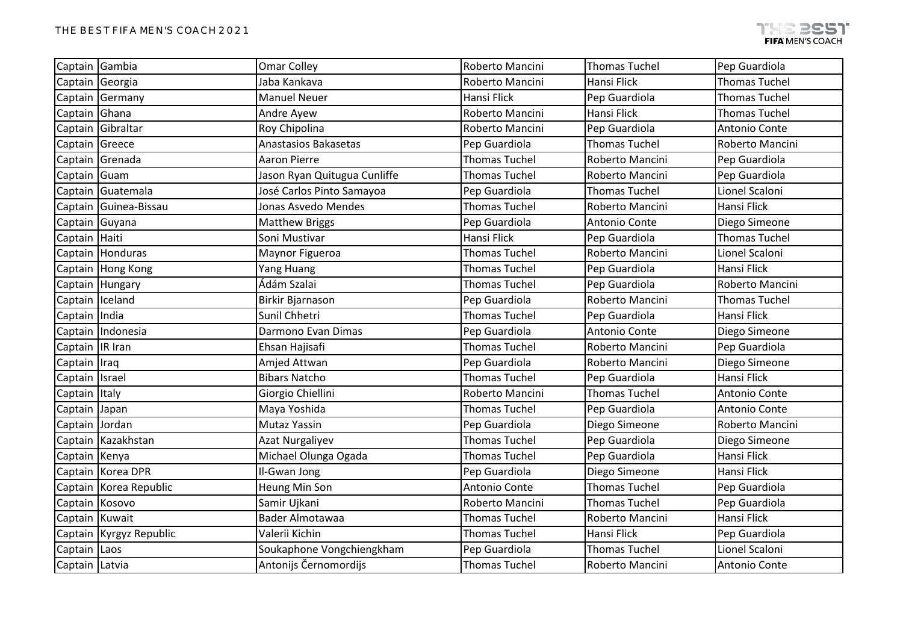| Captain | Gambia | Omar Colley | Roberto Mancini | Thomas Tuchel | Pep Guardiola |
|---|---|---|---|---|---|
| Captain | Georgia | Jaba Kankava | Roberto Mancini | Hansi Flick | Thomas Tuchel |
| Captain | Germany | Manuel Neuer | Hansi Flick | Pep Guardiola | Thomas Tuchel |
| Captain | Ghana | Andre Ayew | Roberto Mancini | Hansi Flick | Thomas Tuchel |
| Captain | Gibraltar | Roy Chipolina | Roberto Mancini | Pep Guardiola | Antonio Conte |
| Captain | Greece | Anastasios Bakasetas | Pep Guardiola | Thomas Tuchel | Roberto Mancini |
| Captain | Grenada | Aaron Pierre | Thomas Tuchel | Roberto Mancini | Pep Guardiola |
| Captain | Guam | Jason Ryan Quitugua Cunliffe | Thomas Tuchel | Roberto Mancini | Pep Guardiola |
| Captain | Guatemala | José Carlos Pinto Samayoa | Pep Guardiola | Thomas Tuchel | Lionel Scaloni |
| Captain | Guinea-Bissau | Jonas Asvedo Mendes | Thomas Tuchel | Roberto Mancini | Hansi Flick |
| Captain | Guyana | Matthew Briggs | Pep Guardiola | Antonio Conte | Diego Simeone |
| Captain | Haiti | Soni Mustivar | Hansi Flick | Pep Guardiola | Thomas Tuchel |
| Captain | Honduras | Maynor Figueroa | Thomas Tuchel | Roberto Mancini | Lionel Scaloni |
| Captain | Hong Kong | Yang Huang | Thomas Tuchel | Pep Guardiola | Hansi Flick |
| Captain | Hungary | Ádám Szalai | Thomas Tuchel | Pep Guardiola | Roberto Mancini |
| Captain | Iceland | Birkir Bjarnason | Pep Guardiola | Roberto Mancini | Thomas Tuchel |
| Captain | India | Sunil Chhetri | Thomas Tuchel | Pep Guardiola | Hansi Flick |
| Captain | Indonesia | Darmono Evan Dimas | Pep Guardiola | Antonio Conte | Diego Simeone |
| Captain | IR Iran | Ehsan Hajisafi | Thomas Tuchel | Roberto Mancini | Pep Guardiola |
| Captain | Iraq | Amjed Attwan | Pep Guardiola | Roberto Mancini | Diego Simeone |
| Captain | Israel | Bibars Natcho | Thomas Tuchel | Pep Guardiola | Hansi Flick |
| Captain | Italy | Giorgio Chiellini | Roberto Mancini | Thomas Tuchel | Antonio Conte |
| Captain | Japan | Maya Yoshida | Thomas Tuchel | Pep Guardiola | Antonio Conte |
| Captain | Jordan | Mutaz Yassin | Pep Guardiola | Diego Simeone | Roberto Mancini |
| Captain | Kazakhstan | Azat Nurgaliyev | Thomas Tuchel | Pep Guardiola | Diego Simeone |
| Captain | Kenya | Michael Olunga Ogada | Thomas Tuchel | Pep Guardiola | Hansi Flick |
| Captain | Korea DPR | Il-Gwan Jong | Pep Guardiola | Diego Simeone | Hansi Flick |
| Captain | Korea Republic | Heung Min Son | Antonio Conte | Thomas Tuchel | Pep Guardiola |
| Captain | Kosovo | Samir Ujkani | Roberto Mancini | Thomas Tuchel | Pep Guardiola |
| Captain | Kuwait | Bader Almotawaa | Thomas Tuchel | Roberto Mancini | Hansi Flick |
| Captain | Kyrgyz Republic | Valerii Kichin | Thomas Tuchel | Hansi Flick | Pep Guardiola |
| Captain | Laos | Soukaphone Vongchiengkham | Pep Guardiola | Thomas Tuchel | Lionel Scaloni |
| Captain | Latvia | Antonijs Černomordijs | Thomas Tuchel | Roberto Mancini | Antonio Conte |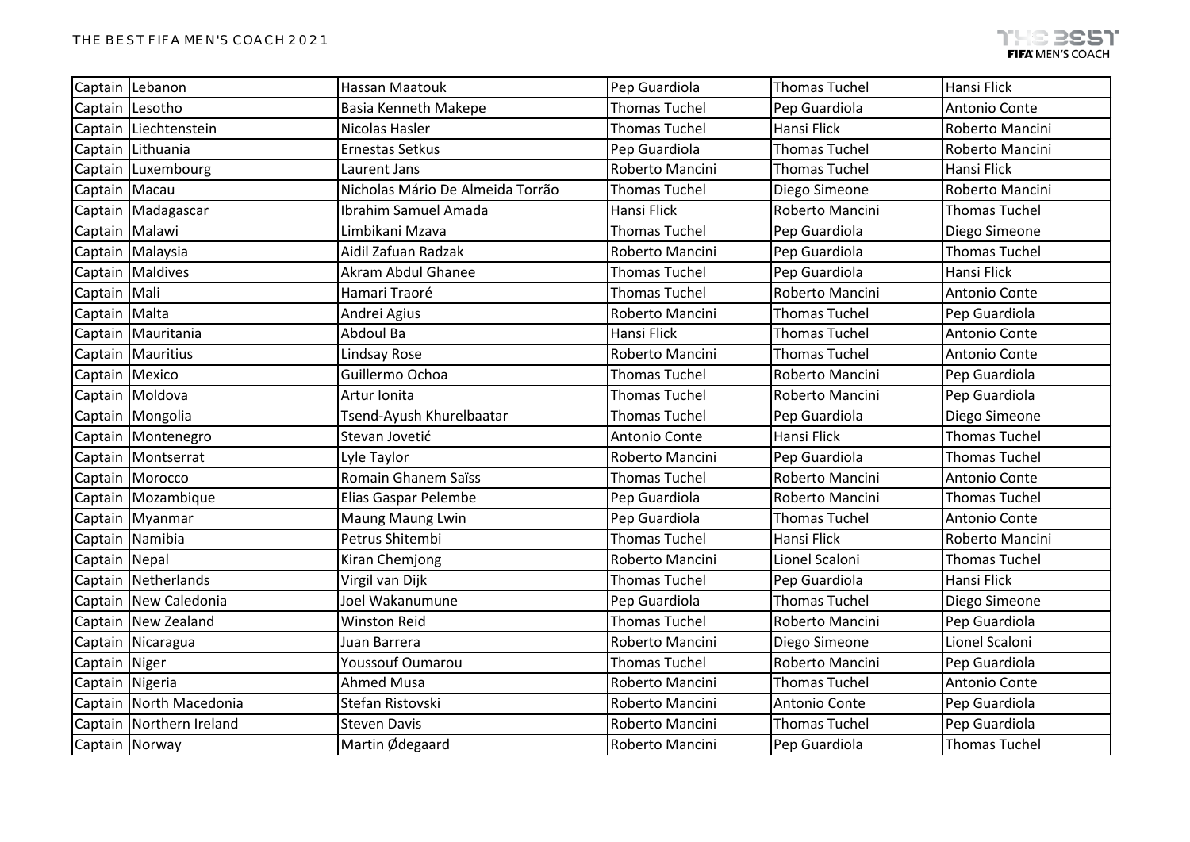| Captain | Lebanon | Hassan Maatouk | Pep Guardiola | Thomas Tuchel | Hansi Flick |
|---|---|---|---|---|---|
| Captain | Lesotho | Basia Kenneth Makepe | Thomas Tuchel | Pep Guardiola | Antonio Conte |
| Captain | Liechtenstein | Nicolas Hasler | Thomas Tuchel | Hansi Flick | Roberto Mancini |
| Captain | Lithuania | Ernestas Setkus | Pep Guardiola | Thomas Tuchel | Roberto Mancini |
| Captain | Luxembourg | Laurent Jans | Roberto Mancini | Thomas Tuchel | Hansi Flick |
| Captain | Macau | Nicholas Mário De Almeida Torrão | Thomas Tuchel | Diego Simeone | Roberto Mancini |
| Captain | Madagascar | Ibrahim Samuel Amada | Hansi Flick | Roberto Mancini | Thomas Tuchel |
| Captain | Malawi | Limbikani Mzava | Thomas Tuchel | Pep Guardiola | Diego Simeone |
| Captain | Malaysia | Aidil Zafuan Radzak | Roberto Mancini | Pep Guardiola | Thomas Tuchel |
| Captain | Maldives | Akram Abdul Ghanee | Thomas Tuchel | Pep Guardiola | Hansi Flick |
| Captain | Mali | Hamari Traoré | Thomas Tuchel | Roberto Mancini | Antonio Conte |
| Captain | Malta | Andrei Agius | Roberto Mancini | Thomas Tuchel | Pep Guardiola |
| Captain | Mauritania | Abdoul Ba | Hansi Flick | Thomas Tuchel | Antonio Conte |
| Captain | Mauritius | Lindsay Rose | Roberto Mancini | Thomas Tuchel | Antonio Conte |
| Captain | Mexico | Guillermo Ochoa | Thomas Tuchel | Roberto Mancini | Pep Guardiola |
| Captain | Moldova | Artur Ionita | Thomas Tuchel | Roberto Mancini | Pep Guardiola |
| Captain | Mongolia | Tsend-Ayush Khurelbaatar | Thomas Tuchel | Pep Guardiola | Diego Simeone |
| Captain | Montenegro | Stevan Jovetić | Antonio Conte | Hansi Flick | Thomas Tuchel |
| Captain | Montserrat | Lyle Taylor | Roberto Mancini | Pep Guardiola | Thomas Tuchel |
| Captain | Morocco | Romain Ghanem Saïss | Thomas Tuchel | Roberto Mancini | Antonio Conte |
| Captain | Mozambique | Elias Gaspar Pelembe | Pep Guardiola | Roberto Mancini | Thomas Tuchel |
| Captain | Myanmar | Maung Maung Lwin | Pep Guardiola | Thomas Tuchel | Antonio Conte |
| Captain | Namibia | Petrus Shitembi | Thomas Tuchel | Hansi Flick | Roberto Mancini |
| Captain | Nepal | Kiran Chemjong | Roberto Mancini | Lionel Scaloni | Thomas Tuchel |
| Captain | Netherlands | Virgil van Dijk | Thomas Tuchel | Pep Guardiola | Hansi Flick |
| Captain | New Caledonia | Joel Wakanumune | Pep Guardiola | Thomas Tuchel | Diego Simeone |
| Captain | New Zealand | Winston Reid | Thomas Tuchel | Roberto Mancini | Pep Guardiola |
| Captain | Nicaragua | Juan Barrera | Roberto Mancini | Diego Simeone | Lionel Scaloni |
| Captain | Niger | Youssouf Oumarou | Thomas Tuchel | Roberto Mancini | Pep Guardiola |
| Captain | Nigeria | Ahmed Musa | Roberto Mancini | Thomas Tuchel | Antonio Conte |
| Captain | North Macedonia | Stefan Ristovski | Roberto Mancini | Antonio Conte | Pep Guardiola |
| Captain | Northern Ireland | Steven Davis | Roberto Mancini | Thomas Tuchel | Pep Guardiola |
| Captain | Norway | Martin Ødegaard | Roberto Mancini | Pep Guardiola | Thomas Tuchel |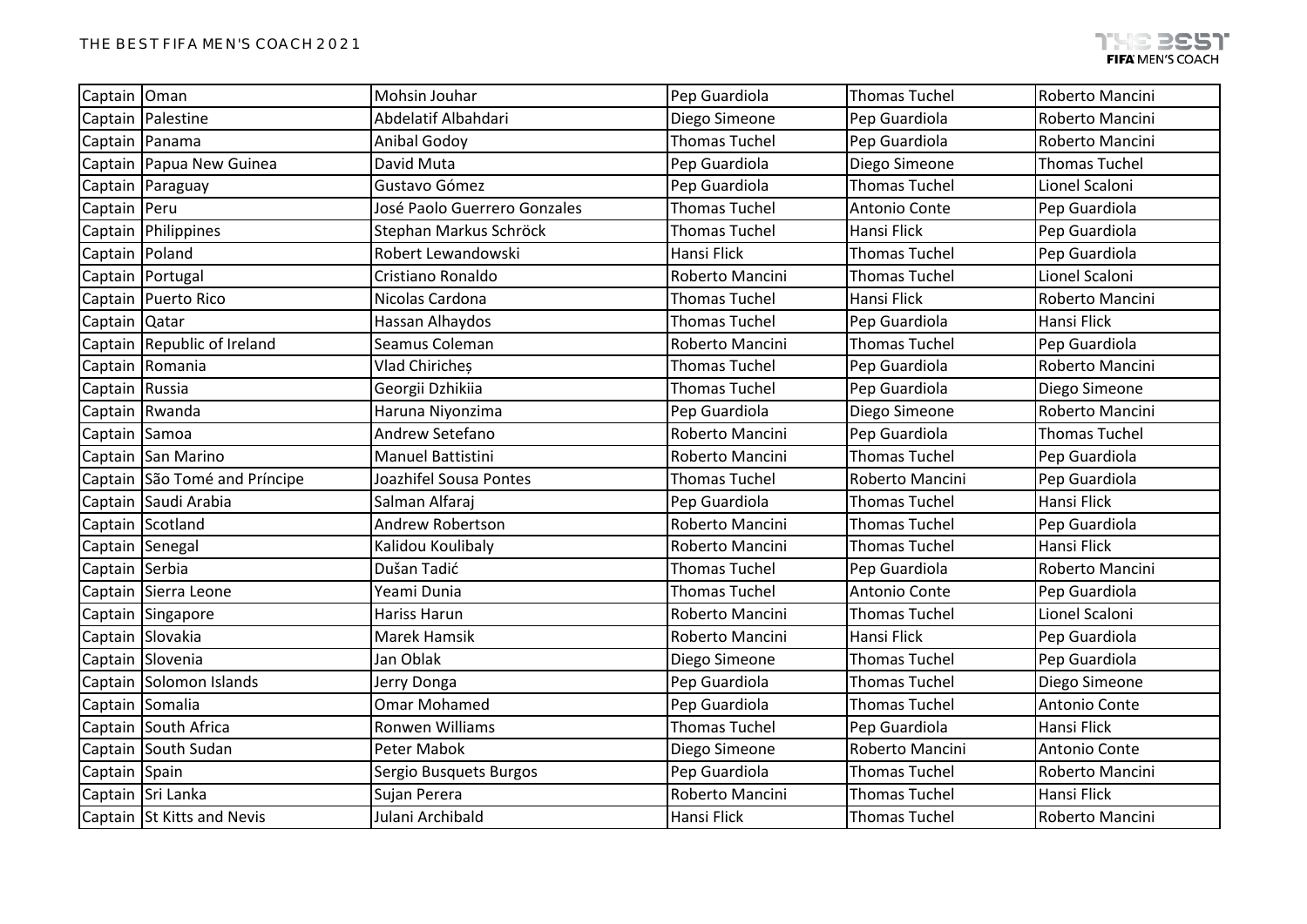| | | | | | |
|---|---|---|---|---|---|
| Captain | Oman | Mohsin Jouhar | Pep Guardiola | Thomas Tuchel | Roberto Mancini |
| Captain | Palestine | Abdelatif Albahdari | Diego Simeone | Pep Guardiola | Roberto Mancini |
| Captain | Panama | Anibal Godoy | Thomas Tuchel | Pep Guardiola | Roberto Mancini |
| Captain | Papua New Guinea | David Muta | Pep Guardiola | Diego Simeone | Thomas Tuchel |
| Captain | Paraguay | Gustavo Gómez | Pep Guardiola | Thomas Tuchel | Lionel Scaloni |
| Captain | Peru | José Paolo Guerrero Gonzales | Thomas Tuchel | Antonio Conte | Pep Guardiola |
| Captain | Philippines | Stephan Markus Schröck | Thomas Tuchel | Hansi Flick | Pep Guardiola |
| Captain | Poland | Robert Lewandowski | Hansi Flick | Thomas Tuchel | Pep Guardiola |
| Captain | Portugal | Cristiano Ronaldo | Roberto Mancini | Thomas Tuchel | Lionel Scaloni |
| Captain | Puerto Rico | Nicolas Cardona | Thomas Tuchel | Hansi Flick | Roberto Mancini |
| Captain | Qatar | Hassan Alhaydos | Thomas Tuchel | Pep Guardiola | Hansi Flick |
| Captain | Republic of Ireland | Seamus Coleman | Roberto Mancini | Thomas Tuchel | Pep Guardiola |
| Captain | Romania | Vlad Chiricheș | Thomas Tuchel | Pep Guardiola | Roberto Mancini |
| Captain | Russia | Georgii Dzhikiia | Thomas Tuchel | Pep Guardiola | Diego Simeone |
| Captain | Rwanda | Haruna Niyonzima | Pep Guardiola | Diego Simeone | Roberto Mancini |
| Captain | Samoa | Andrew Setefano | Roberto Mancini | Pep Guardiola | Thomas Tuchel |
| Captain | San Marino | Manuel Battistini | Roberto Mancini | Thomas Tuchel | Pep Guardiola |
| Captain | São Tomé and Príncipe | Joazhifel Sousa Pontes | Thomas Tuchel | Roberto Mancini | Pep Guardiola |
| Captain | Saudi Arabia | Salman Alfaraj | Pep Guardiola | Thomas Tuchel | Hansi Flick |
| Captain | Scotland | Andrew Robertson | Roberto Mancini | Thomas Tuchel | Pep Guardiola |
| Captain | Senegal | Kalidou Koulibaly | Roberto Mancini | Thomas Tuchel | Hansi Flick |
| Captain | Serbia | Dušan Tadić | Thomas Tuchel | Pep Guardiola | Roberto Mancini |
| Captain | Sierra Leone | Yeami Dunia | Thomas Tuchel | Antonio Conte | Pep Guardiola |
| Captain | Singapore | Hariss Harun | Roberto Mancini | Thomas Tuchel | Lionel Scaloni |
| Captain | Slovakia | Marek Hamsik | Roberto Mancini | Hansi Flick | Pep Guardiola |
| Captain | Slovenia | Jan Oblak | Diego Simeone | Thomas Tuchel | Pep Guardiola |
| Captain | Solomon Islands | Jerry Donga | Pep Guardiola | Thomas Tuchel | Diego Simeone |
| Captain | Somalia | Omar Mohamed | Pep Guardiola | Thomas Tuchel | Antonio Conte |
| Captain | South Africa | Ronwen Williams | Thomas Tuchel | Pep Guardiola | Hansi Flick |
| Captain | South Sudan | Peter Mabok | Diego Simeone | Roberto Mancini | Antonio Conte |
| Captain | Spain | Sergio Busquets Burgos | Pep Guardiola | Thomas Tuchel | Roberto Mancini |
| Captain | Sri Lanka | Sujan Perera | Roberto Mancini | Thomas Tuchel | Hansi Flick |
| Captain | St Kitts and Nevis | Julani Archibald | Hansi Flick | Thomas Tuchel | Roberto Mancini |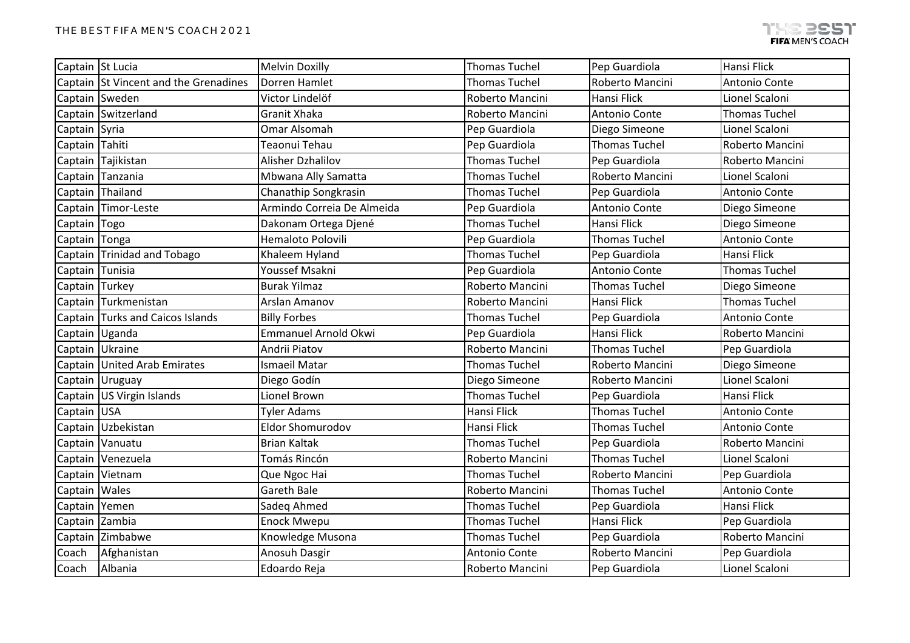| Captain | St Lucia | Melvin Doxilly | Thomas Tuchel | Pep Guardiola | Hansi Flick |
|---|---|---|---|---|---|
| Captain | St Vincent and the Grenadines | Dorren Hamlet | Thomas Tuchel | Roberto Mancini | Antonio Conte |
| Captain | Sweden | Victor Lindelöf | Roberto Mancini | Hansi Flick | Lionel Scaloni |
| Captain | Switzerland | Granit Xhaka | Roberto Mancini | Antonio Conte | Thomas Tuchel |
| Captain | Syria | Omar Alsomah | Pep Guardiola | Diego Simeone | Lionel Scaloni |
| Captain | Tahiti | Teaonui Tehau | Pep Guardiola | Thomas Tuchel | Roberto Mancini |
| Captain | Tajikistan | Alisher Dzhalilov | Thomas Tuchel | Pep Guardiola | Roberto Mancini |
| Captain | Tanzania | Mbwana Ally Samatta | Thomas Tuchel | Roberto Mancini | Lionel Scaloni |
| Captain | Thailand | Chanathip Songkrasin | Thomas Tuchel | Pep Guardiola | Antonio Conte |
| Captain | Timor-Leste | Armindo Correia De Almeida | Pep Guardiola | Antonio Conte | Diego Simeone |
| Captain | Togo | Dakonam Ortega Djené | Thomas Tuchel | Hansi Flick | Diego Simeone |
| Captain | Tonga | Hemaloto Polovili | Pep Guardiola | Thomas Tuchel | Antonio Conte |
| Captain | Trinidad and Tobago | Khaleem Hyland | Thomas Tuchel | Pep Guardiola | Hansi Flick |
| Captain | Tunisia | Youssef Msakni | Pep Guardiola | Antonio Conte | Thomas Tuchel |
| Captain | Turkey | Burak Yilmaz | Roberto Mancini | Thomas Tuchel | Diego Simeone |
| Captain | Turkmenistan | Arslan Amanov | Roberto Mancini | Hansi Flick | Thomas Tuchel |
| Captain | Turks and Caicos Islands | Billy Forbes | Thomas Tuchel | Pep Guardiola | Antonio Conte |
| Captain | Uganda | Emmanuel Arnold Okwi | Pep Guardiola | Hansi Flick | Roberto Mancini |
| Captain | Ukraine | Andrii Piatov | Roberto Mancini | Thomas Tuchel | Pep Guardiola |
| Captain | United Arab Emirates | Ismaeil Matar | Thomas Tuchel | Roberto Mancini | Diego Simeone |
| Captain | Uruguay | Diego Godín | Diego Simeone | Roberto Mancini | Lionel Scaloni |
| Captain | US Virgin Islands | Lionel Brown | Thomas Tuchel | Pep Guardiola | Hansi Flick |
| Captain | USA | Tyler Adams | Hansi Flick | Thomas Tuchel | Antonio Conte |
| Captain | Uzbekistan | Eldor Shomurodov | Hansi Flick | Thomas Tuchel | Antonio Conte |
| Captain | Vanuatu | Brian Kaltak | Thomas Tuchel | Pep Guardiola | Roberto Mancini |
| Captain | Venezuela | Tomás Rincón | Roberto Mancini | Thomas Tuchel | Lionel Scaloni |
| Captain | Vietnam | Que Ngoc Hai | Thomas Tuchel | Roberto Mancini | Pep Guardiola |
| Captain | Wales | Gareth Bale | Roberto Mancini | Thomas Tuchel | Antonio Conte |
| Captain | Yemen | Sadeq Ahmed | Thomas Tuchel | Pep Guardiola | Hansi Flick |
| Captain | Zambia | Enock Mwepu | Thomas Tuchel | Hansi Flick | Pep Guardiola |
| Captain | Zimbabwe | Knowledge Musona | Thomas Tuchel | Pep Guardiola | Roberto Mancini |
| Coach | Afghanistan | Anosuh Dasgir | Antonio Conte | Roberto Mancini | Pep Guardiola |
| Coach | Albania | Edoardo Reja | Roberto Mancini | Pep Guardiola | Lionel Scaloni |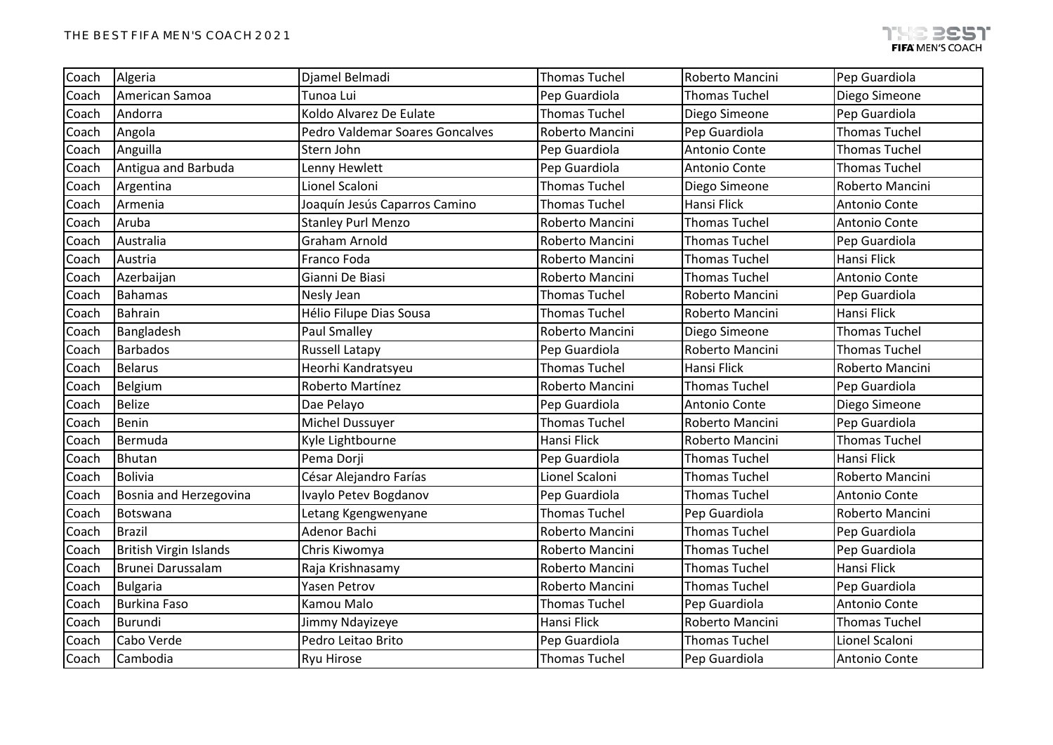| Coach | Algeria | Djamel Belmadi | Thomas Tuchel | Roberto Mancini | Pep Guardiola |
|---|---|---|---|---|---|
| Coach | American Samoa | Tunoa Lui | Pep Guardiola | Thomas Tuchel | Diego Simeone |
| Coach | Andorra | Koldo Alvarez De Eulate | Thomas Tuchel | Diego Simeone | Pep Guardiola |
| Coach | Angola | Pedro Valdemar Soares Goncalves | Roberto Mancini | Pep Guardiola | Thomas Tuchel |
| Coach | Anguilla | Stern John | Pep Guardiola | Antonio Conte | Thomas Tuchel |
| Coach | Antigua and Barbuda | Lenny Hewlett | Pep Guardiola | Antonio Conte | Thomas Tuchel |
| Coach | Argentina | Lionel Scaloni | Thomas Tuchel | Diego Simeone | Roberto Mancini |
| Coach | Armenia | Joaquín Jesús Caparros Camino | Thomas Tuchel | Hansi Flick | Antonio Conte |
| Coach | Aruba | Stanley Purl Menzo | Roberto Mancini | Thomas Tuchel | Antonio Conte |
| Coach | Australia | Graham Arnold | Roberto Mancini | Thomas Tuchel | Pep Guardiola |
| Coach | Austria | Franco Foda | Roberto Mancini | Thomas Tuchel | Hansi Flick |
| Coach | Azerbaijan | Gianni De Biasi | Roberto Mancini | Thomas Tuchel | Antonio Conte |
| Coach | Bahamas | Nesly Jean | Thomas Tuchel | Roberto Mancini | Pep Guardiola |
| Coach | Bahrain | Hélio Filupe Dias Sousa | Thomas Tuchel | Roberto Mancini | Hansi Flick |
| Coach | Bangladesh | Paul Smalley | Roberto Mancini | Diego Simeone | Thomas Tuchel |
| Coach | Barbados | Russell Latapy | Pep Guardiola | Roberto Mancini | Thomas Tuchel |
| Coach | Belarus | Heorhi Kandratsyeu | Thomas Tuchel | Hansi Flick | Roberto Mancini |
| Coach | Belgium | Roberto Martínez | Roberto Mancini | Thomas Tuchel | Pep Guardiola |
| Coach | Belize | Dae Pelayo | Pep Guardiola | Antonio Conte | Diego Simeone |
| Coach | Benin | Michel Dussuyer | Thomas Tuchel | Roberto Mancini | Pep Guardiola |
| Coach | Bermuda | Kyle Lightbourne | Hansi Flick | Roberto Mancini | Thomas Tuchel |
| Coach | Bhutan | Pema Dorji | Pep Guardiola | Thomas Tuchel | Hansi Flick |
| Coach | Bolivia | César Alejandro Farías | Lionel Scaloni | Thomas Tuchel | Roberto Mancini |
| Coach | Bosnia and Herzegovina | Ivaylo Petev Bogdanov | Pep Guardiola | Thomas Tuchel | Antonio Conte |
| Coach | Botswana | Letang Kgengwenyane | Thomas Tuchel | Pep Guardiola | Roberto Mancini |
| Coach | Brazil | Adenor Bachi | Roberto Mancini | Thomas Tuchel | Pep Guardiola |
| Coach | British Virgin Islands | Chris Kiwomya | Roberto Mancini | Thomas Tuchel | Pep Guardiola |
| Coach | Brunei Darussalam | Raja Krishnasamy | Roberto Mancini | Thomas Tuchel | Hansi Flick |
| Coach | Bulgaria | Yasen Petrov | Roberto Mancini | Thomas Tuchel | Pep Guardiola |
| Coach | Burkina Faso | Kamou Malo | Thomas Tuchel | Pep Guardiola | Antonio Conte |
| Coach | Burundi | Jimmy Ndayizeye | Hansi Flick | Roberto Mancini | Thomas Tuchel |
| Coach | Cabo Verde | Pedro Leitao Brito | Pep Guardiola | Thomas Tuchel | Lionel Scaloni |
| Coach | Cambodia | Ryu Hirose | Thomas Tuchel | Pep Guardiola | Antonio Conte |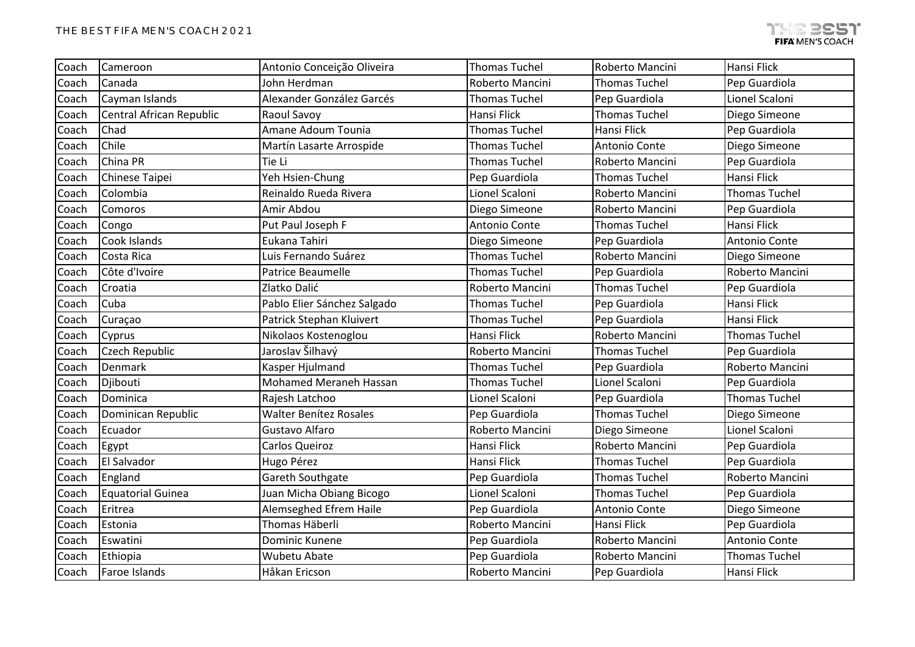# THE BEST FIFA MEN'S COACH 2021

| Coach | Cameroon | Antonio Conceição Oliveira | Thomas Tuchel | Roberto Mancini | Hansi Flick |
|---|---|---|---|---|---|
| Coach | Canada | John Herdman | Roberto Mancini | Thomas Tuchel | Pep Guardiola |
| Coach | Cayman Islands | Alexander González Garcés | Thomas Tuchel | Pep Guardiola | Lionel Scaloni |
| Coach | Central African Republic | Raoul Savoy | Hansi Flick | Thomas Tuchel | Diego Simeone |
| Coach | Chad | Amane Adoum Tounia | Thomas Tuchel | Hansi Flick | Pep Guardiola |
| Coach | Chile | Martín Lasarte Arrospide | Thomas Tuchel | Antonio Conte | Diego Simeone |
| Coach | China PR | Tie Li | Thomas Tuchel | Roberto Mancini | Pep Guardiola |
| Coach | Chinese Taipei | Yeh Hsien-Chung | Pep Guardiola | Thomas Tuchel | Hansi Flick |
| Coach | Colombia | Reinaldo Rueda Rivera | Lionel Scaloni | Roberto Mancini | Thomas Tuchel |
| Coach | Comoros | Amir Abdou | Diego Simeone | Roberto Mancini | Pep Guardiola |
| Coach | Congo | Put Paul Joseph F | Antonio Conte | Thomas Tuchel | Hansi Flick |
| Coach | Cook Islands | Eukana Tahiri | Diego Simeone | Pep Guardiola | Antonio Conte |
| Coach | Costa Rica | Luis Fernando Suárez | Thomas Tuchel | Roberto Mancini | Diego Simeone |
| Coach | Côte d'Ivoire | Patrice Beaumelle | Thomas Tuchel | Pep Guardiola | Roberto Mancini |
| Coach | Croatia | Zlatko Dalić | Roberto Mancini | Thomas Tuchel | Pep Guardiola |
| Coach | Cuba | Pablo Elier Sánchez Salgado | Thomas Tuchel | Pep Guardiola | Hansi Flick |
| Coach | Curaçao | Patrick Stephan Kluivert | Thomas Tuchel | Pep Guardiola | Hansi Flick |
| Coach | Cyprus | Nikolaos Kostenoglou | Hansi Flick | Roberto Mancini | Thomas Tuchel |
| Coach | Czech Republic | Jaroslav Šilhavý | Roberto Mancini | Thomas Tuchel | Pep Guardiola |
| Coach | Denmark | Kasper Hjulmand | Thomas Tuchel | Pep Guardiola | Roberto Mancini |
| Coach | Djibouti | Mohamed Meraneh Hassan | Thomas Tuchel | Lionel Scaloni | Pep Guardiola |
| Coach | Dominica | Rajesh Latchoo | Lionel Scaloni | Pep Guardiola | Thomas Tuchel |
| Coach | Dominican Republic | Walter Benítez Rosales | Pep Guardiola | Thomas Tuchel | Diego Simeone |
| Coach | Ecuador | Gustavo Alfaro | Roberto Mancini | Diego Simeone | Lionel Scaloni |
| Coach | Egypt | Carlos Queiroz | Hansi Flick | Roberto Mancini | Pep Guardiola |
| Coach | El Salvador | Hugo Pérez | Hansi Flick | Thomas Tuchel | Pep Guardiola |
| Coach | England | Gareth Southgate | Pep Guardiola | Thomas Tuchel | Roberto Mancini |
| Coach | Equatorial Guinea | Juan Micha Obiang Bicogo | Lionel Scaloni | Thomas Tuchel | Pep Guardiola |
| Coach | Eritrea | Alemseghed Efrem Haile | Pep Guardiola | Antonio Conte | Diego Simeone |
| Coach | Estonia | Thomas Häberli | Roberto Mancini | Hansi Flick | Pep Guardiola |
| Coach | Eswatini | Dominic Kunene | Pep Guardiola | Roberto Mancini | Antonio Conte |
| Coach | Ethiopia | Wubetu Abate | Pep Guardiola | Roberto Mancini | Thomas Tuchel |
| Coach | Faroe Islands | Håkan Ericson | Roberto Mancini | Pep Guardiola | Hansi Flick |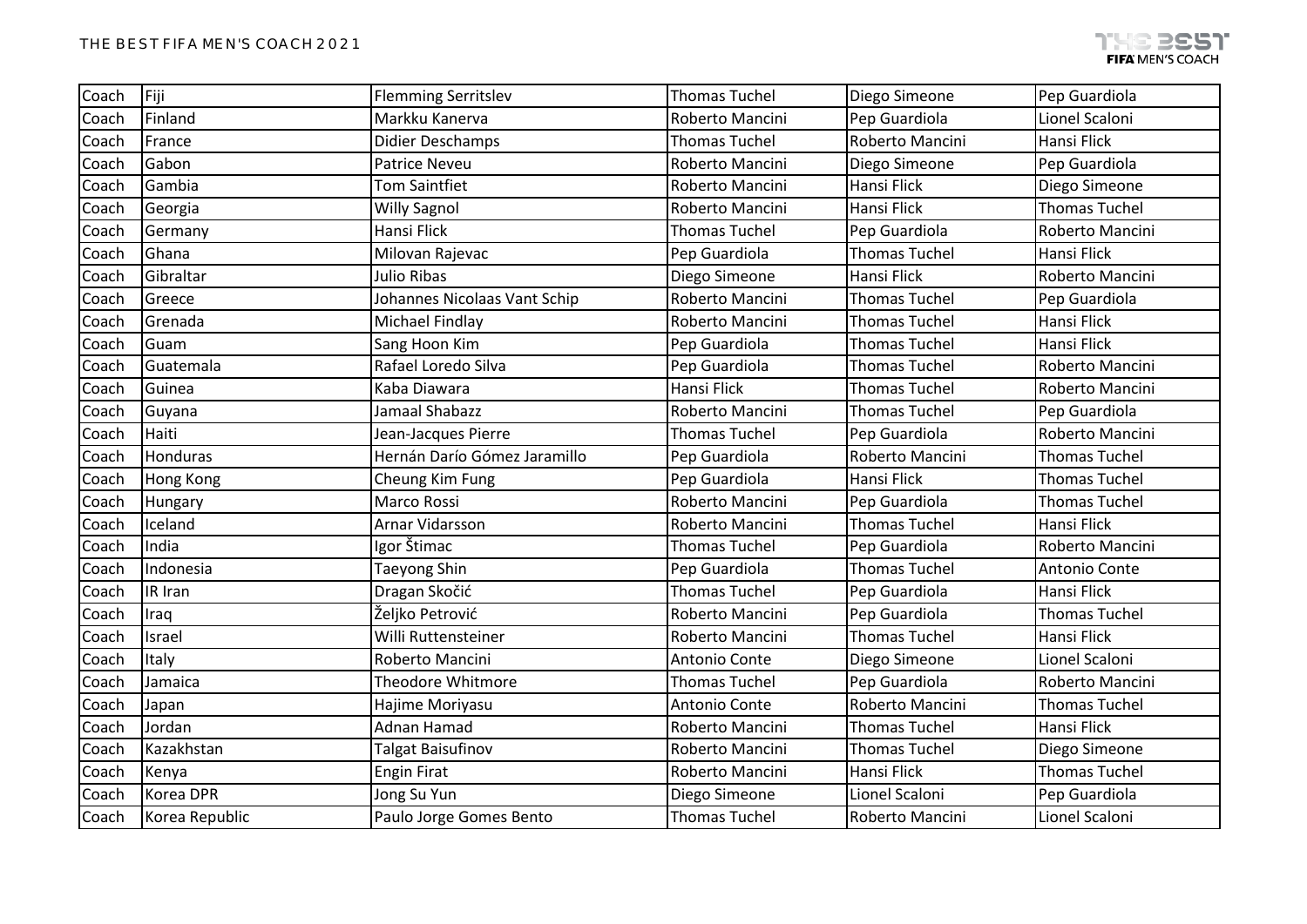| Coach | Fiji | Flemming Serritslev | Thomas Tuchel | Diego Simeone | Pep Guardiola |
|---|---|---|---|---|---|
| Coach | Finland | Markku Kanerva | Roberto Mancini | Pep Guardiola | Lionel Scaloni |
| Coach | France | Didier Deschamps | Thomas Tuchel | Roberto Mancini | Hansi Flick |
| Coach | Gabon | Patrice Neveu | Roberto Mancini | Diego Simeone | Pep Guardiola |
| Coach | Gambia | Tom Saintfiet | Roberto Mancini | Hansi Flick | Diego Simeone |
| Coach | Georgia | Willy Sagnol | Roberto Mancini | Hansi Flick | Thomas Tuchel |
| Coach | Germany | Hansi Flick | Thomas Tuchel | Pep Guardiola | Roberto Mancini |
| Coach | Ghana | Milovan Rajevac | Pep Guardiola | Thomas Tuchel | Hansi Flick |
| Coach | Gibraltar | Julio Ribas | Diego Simeone | Hansi Flick | Roberto Mancini |
| Coach | Greece | Johannes Nicolaas Vant Schip | Roberto Mancini | Thomas Tuchel | Pep Guardiola |
| Coach | Grenada | Michael Findlay | Roberto Mancini | Thomas Tuchel | Hansi Flick |
| Coach | Guam | Sang Hoon Kim | Pep Guardiola | Thomas Tuchel | Hansi Flick |
| Coach | Guatemala | Rafael Loredo Silva | Pep Guardiola | Thomas Tuchel | Roberto Mancini |
| Coach | Guinea | Kaba Diawara | Hansi Flick | Thomas Tuchel | Roberto Mancini |
| Coach | Guyana | Jamaal Shabazz | Roberto Mancini | Thomas Tuchel | Pep Guardiola |
| Coach | Haiti | Jean-Jacques Pierre | Thomas Tuchel | Pep Guardiola | Roberto Mancini |
| Coach | Honduras | Hernán Darío Gómez Jaramillo | Pep Guardiola | Roberto Mancini | Thomas Tuchel |
| Coach | Hong Kong | Cheung Kim Fung | Pep Guardiola | Hansi Flick | Thomas Tuchel |
| Coach | Hungary | Marco Rossi | Roberto Mancini | Pep Guardiola | Thomas Tuchel |
| Coach | Iceland | Arnar Vidarsson | Roberto Mancini | Thomas Tuchel | Hansi Flick |
| Coach | India | Igor Štimac | Thomas Tuchel | Pep Guardiola | Roberto Mancini |
| Coach | Indonesia | Taeyong Shin | Pep Guardiola | Thomas Tuchel | Antonio Conte |
| Coach | IR Iran | Dragan Skočić | Thomas Tuchel | Pep Guardiola | Hansi Flick |
| Coach | Iraq | Željko Petrović | Roberto Mancini | Pep Guardiola | Thomas Tuchel |
| Coach | Israel | Willi Ruttensteiner | Roberto Mancini | Thomas Tuchel | Hansi Flick |
| Coach | Italy | Roberto Mancini | Antonio Conte | Diego Simeone | Lionel Scaloni |
| Coach | Jamaica | Theodore Whitmore | Thomas Tuchel | Pep Guardiola | Roberto Mancini |
| Coach | Japan | Hajime Moriyasu | Antonio Conte | Roberto Mancini | Thomas Tuchel |
| Coach | Jordan | Adnan Hamad | Roberto Mancini | Thomas Tuchel | Hansi Flick |
| Coach | Kazakhstan | Talgat Baisufinov | Roberto Mancini | Thomas Tuchel | Diego Simeone |
| Coach | Kenya | Engin Firat | Roberto Mancini | Hansi Flick | Thomas Tuchel |
| Coach | Korea DPR | Jong Su Yun | Diego Simeone | Lionel Scaloni | Pep Guardiola |
| Coach | Korea Republic | Paulo Jorge Gomes Bento | Thomas Tuchel | Roberto Mancini | Lionel Scaloni |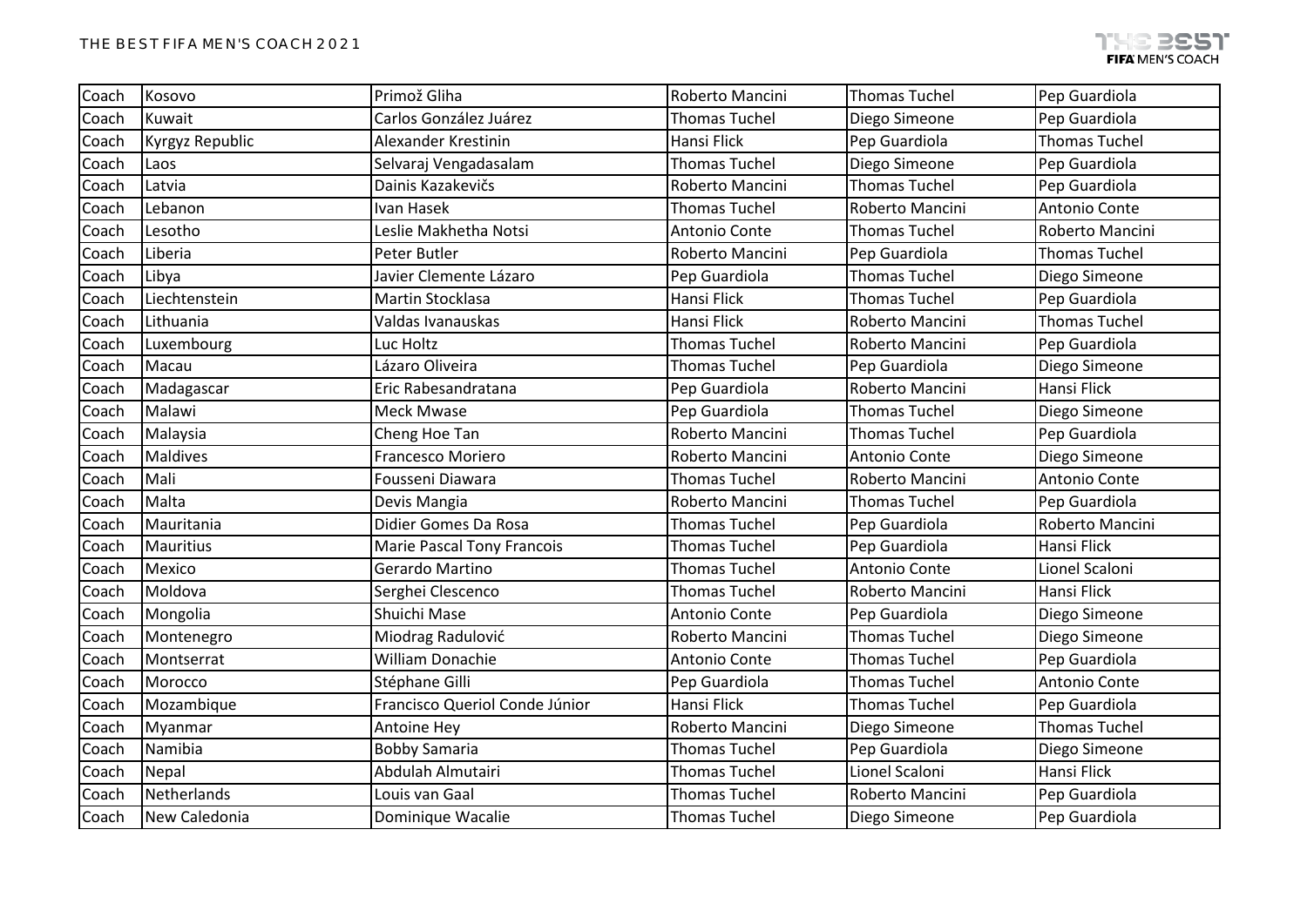# THE BEST FIFA MEN'S COACH 2021

| Coach | Kosovo | Primož Gliha | Roberto Mancini | Thomas Tuchel | Pep Guardiola |
|---|---|---|---|---|---|
| Coach | Kuwait | Carlos González Juárez | Thomas Tuchel | Diego Simeone | Pep Guardiola |
| Coach | Kyrgyz Republic | Alexander Krestinin | Hansi Flick | Pep Guardiola | Thomas Tuchel |
| Coach | Laos | Selvaraj Vengadasalam | Thomas Tuchel | Diego Simeone | Pep Guardiola |
| Coach | Latvia | Dainis Kazakevičs | Roberto Mancini | Thomas Tuchel | Pep Guardiola |
| Coach | Lebanon | Ivan Hasek | Thomas Tuchel | Roberto Mancini | Antonio Conte |
| Coach | Lesotho | Leslie Makhetha Notsi | Antonio Conte | Thomas Tuchel | Roberto Mancini |
| Coach | Liberia | Peter Butler | Roberto Mancini | Pep Guardiola | Thomas Tuchel |
| Coach | Libya | Javier Clemente Lázaro | Pep Guardiola | Thomas Tuchel | Diego Simeone |
| Coach | Liechtenstein | Martin Stocklasa | Hansi Flick | Thomas Tuchel | Pep Guardiola |
| Coach | Lithuania | Valdas Ivanauskas | Hansi Flick | Roberto Mancini | Thomas Tuchel |
| Coach | Luxembourg | Luc Holtz | Thomas Tuchel | Roberto Mancini | Pep Guardiola |
| Coach | Macau | Lázaro Oliveira | Thomas Tuchel | Pep Guardiola | Diego Simeone |
| Coach | Madagascar | Eric Rabesandratana | Pep Guardiola | Roberto Mancini | Hansi Flick |
| Coach | Malawi | Meck Mwase | Pep Guardiola | Thomas Tuchel | Diego Simeone |
| Coach | Malaysia | Cheng Hoe Tan | Roberto Mancini | Thomas Tuchel | Pep Guardiola |
| Coach | Maldives | Francesco Moriero | Roberto Mancini | Antonio Conte | Diego Simeone |
| Coach | Mali | Fousseni Diawara | Thomas Tuchel | Roberto Mancini | Antonio Conte |
| Coach | Malta | Devis Mangia | Roberto Mancini | Thomas Tuchel | Pep Guardiola |
| Coach | Mauritania | Didier Gomes Da Rosa | Thomas Tuchel | Pep Guardiola | Roberto Mancini |
| Coach | Mauritius | Marie Pascal Tony Francois | Thomas Tuchel | Pep Guardiola | Hansi Flick |
| Coach | Mexico | Gerardo Martino | Thomas Tuchel | Antonio Conte | Lionel Scaloni |
| Coach | Moldova | Serghei Clescenco | Thomas Tuchel | Roberto Mancini | Hansi Flick |
| Coach | Mongolia | Shuichi Mase | Antonio Conte | Pep Guardiola | Diego Simeone |
| Coach | Montenegro | Miodrag Radulović | Roberto Mancini | Thomas Tuchel | Diego Simeone |
| Coach | Montserrat | William Donachie | Antonio Conte | Thomas Tuchel | Pep Guardiola |
| Coach | Morocco | Stéphane Gilli | Pep Guardiola | Thomas Tuchel | Antonio Conte |
| Coach | Mozambique | Francisco Queriol Conde Júnior | Hansi Flick | Thomas Tuchel | Pep Guardiola |
| Coach | Myanmar | Antoine Hey | Roberto Mancini | Diego Simeone | Thomas Tuchel |
| Coach | Namibia | Bobby Samaria | Thomas Tuchel | Pep Guardiola | Diego Simeone |
| Coach | Nepal | Abdulah Almutairi | Thomas Tuchel | Lionel Scaloni | Hansi Flick |
| Coach | Netherlands | Louis van Gaal | Thomas Tuchel | Roberto Mancini | Pep Guardiola |
| Coach | New Caledonia | Dominique Wacalie | Thomas Tuchel | Diego Simeone | Pep Guardiola |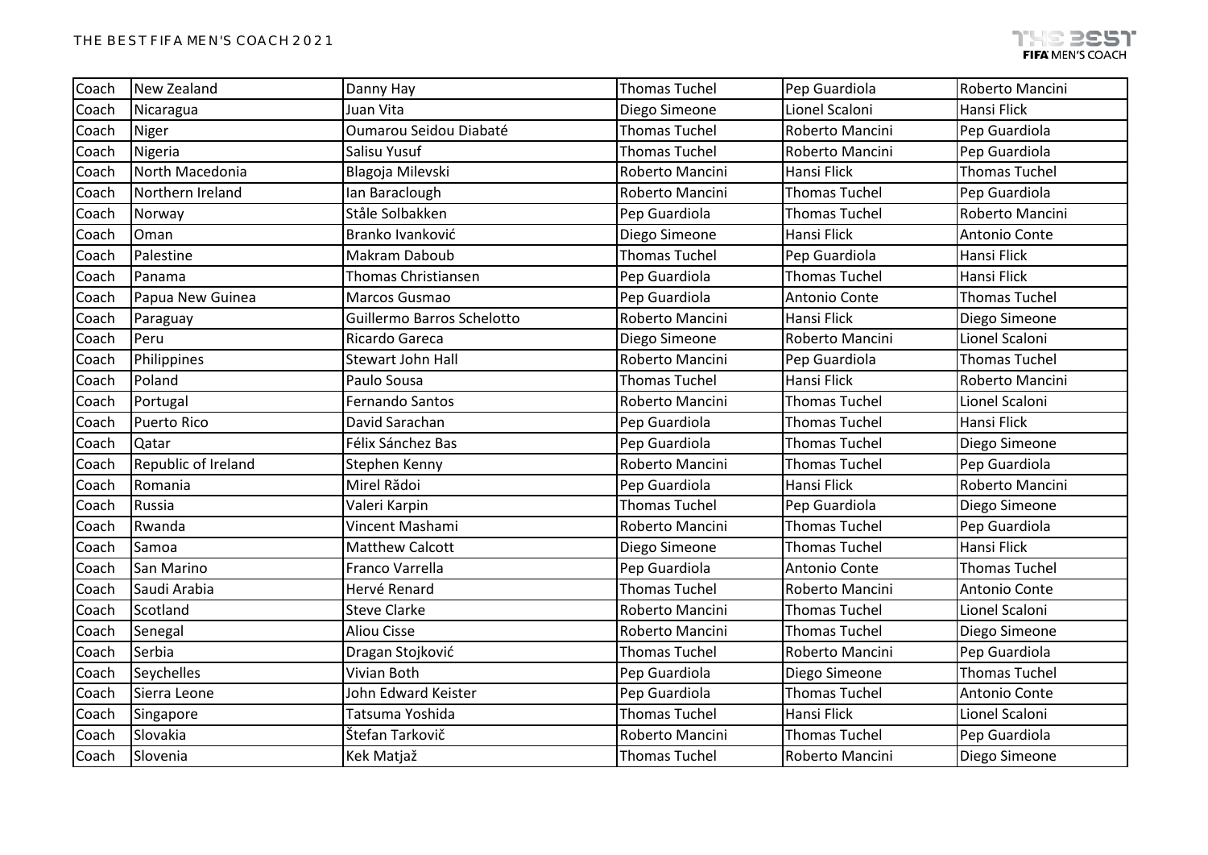| Coach | New Zealand | Danny Hay | Thomas Tuchel | Pep Guardiola | Roberto Mancini |
|---|---|---|---|---|---|
| Coach | Nicaragua | Juan Vita | Diego Simeone | Lionel Scaloni | Hansi Flick |
| Coach | Niger | Oumarou Seidou Diabaté | Thomas Tuchel | Roberto Mancini | Pep Guardiola |
| Coach | Nigeria | Salisu Yusuf | Thomas Tuchel | Roberto Mancini | Pep Guardiola |
| Coach | North Macedonia | Blagoja Milevski | Roberto Mancini | Hansi Flick | Thomas Tuchel |
| Coach | Northern Ireland | Ian Baraclough | Roberto Mancini | Thomas Tuchel | Pep Guardiola |
| Coach | Norway | Ståle Solbakken | Pep Guardiola | Thomas Tuchel | Roberto Mancini |
| Coach | Oman | Branko Ivanković | Diego Simeone | Hansi Flick | Antonio Conte |
| Coach | Palestine | Makram Daboub | Thomas Tuchel | Pep Guardiola | Hansi Flick |
| Coach | Panama | Thomas Christiansen | Pep Guardiola | Thomas Tuchel | Hansi Flick |
| Coach | Papua New Guinea | Marcos Gusmao | Pep Guardiola | Antonio Conte | Thomas Tuchel |
| Coach | Paraguay | Guillermo Barros Schelotto | Roberto Mancini | Hansi Flick | Diego Simeone |
| Coach | Peru | Ricardo Gareca | Diego Simeone | Roberto Mancini | Lionel Scaloni |
| Coach | Philippines | Stewart John Hall | Roberto Mancini | Pep Guardiola | Thomas Tuchel |
| Coach | Poland | Paulo Sousa | Thomas Tuchel | Hansi Flick | Roberto Mancini |
| Coach | Portugal | Fernando Santos | Roberto Mancini | Thomas Tuchel | Lionel Scaloni |
| Coach | Puerto Rico | David Sarachan | Pep Guardiola | Thomas Tuchel | Hansi Flick |
| Coach | Qatar | Félix Sánchez Bas | Pep Guardiola | Thomas Tuchel | Diego Simeone |
| Coach | Republic of Ireland | Stephen Kenny | Roberto Mancini | Thomas Tuchel | Pep Guardiola |
| Coach | Romania | Mirel Rădoi | Pep Guardiola | Hansi Flick | Roberto Mancini |
| Coach | Russia | Valeri Karpin | Thomas Tuchel | Pep Guardiola | Diego Simeone |
| Coach | Rwanda | Vincent Mashami | Roberto Mancini | Thomas Tuchel | Pep Guardiola |
| Coach | Samoa | Matthew Calcott | Diego Simeone | Thomas Tuchel | Hansi Flick |
| Coach | San Marino | Franco Varrella | Pep Guardiola | Antonio Conte | Thomas Tuchel |
| Coach | Saudi Arabia | Hervé Renard | Thomas Tuchel | Roberto Mancini | Antonio Conte |
| Coach | Scotland | Steve Clarke | Roberto Mancini | Thomas Tuchel | Lionel Scaloni |
| Coach | Senegal | Aliou Cisse | Roberto Mancini | Thomas Tuchel | Diego Simeone |
| Coach | Serbia | Dragan Stojković | Thomas Tuchel | Roberto Mancini | Pep Guardiola |
| Coach | Seychelles | Vivian Both | Pep Guardiola | Diego Simeone | Thomas Tuchel |
| Coach | Sierra Leone | John Edward Keister | Pep Guardiola | Thomas Tuchel | Antonio Conte |
| Coach | Singapore | Tatsuma Yoshida | Thomas Tuchel | Hansi Flick | Lionel Scaloni |
| Coach | Slovakia | Štefan Tarkovič | Roberto Mancini | Thomas Tuchel | Pep Guardiola |
| Coach | Slovenia | Kek Matjaž | Thomas Tuchel | Roberto Mancini | Diego Simeone |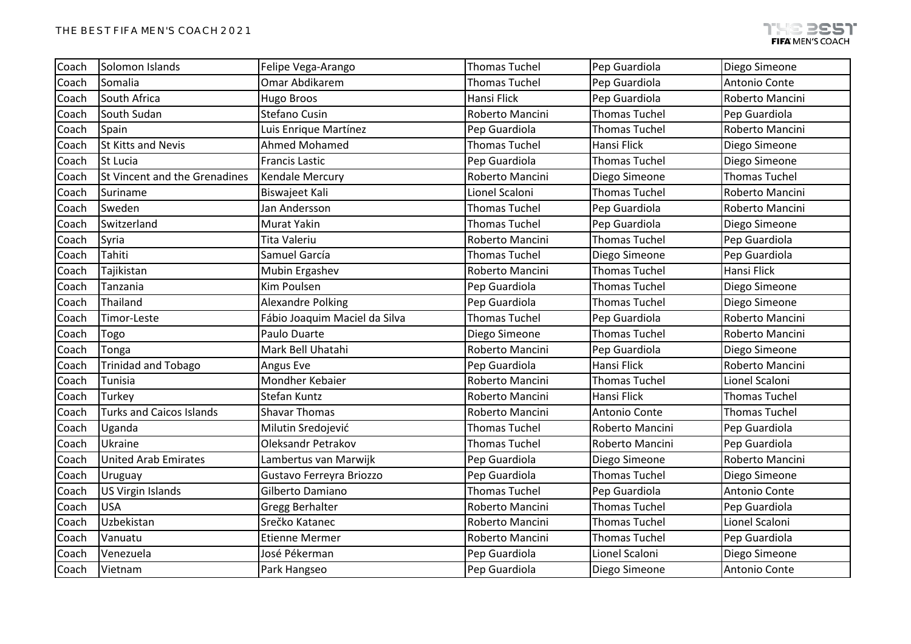| Coach | Solomon Islands | Felipe Vega-Arango | Thomas Tuchel | Pep Guardiola | Diego Simeone |
|---|---|---|---|---|---|
| Coach | Somalia | Omar Abdikarem | Thomas Tuchel | Pep Guardiola | Antonio Conte |
| Coach | South Africa | Hugo Broos | Hansi Flick | Pep Guardiola | Roberto Mancini |
| Coach | South Sudan | Stefano Cusin | Roberto Mancini | Thomas Tuchel | Pep Guardiola |
| Coach | Spain | Luis Enrique Martínez | Pep Guardiola | Thomas Tuchel | Roberto Mancini |
| Coach | St Kitts and Nevis | Ahmed Mohamed | Thomas Tuchel | Hansi Flick | Diego Simeone |
| Coach | St Lucia | Francis Lastic | Pep Guardiola | Thomas Tuchel | Diego Simeone |
| Coach | St Vincent and the Grenadines | Kendale Mercury | Roberto Mancini | Diego Simeone | Thomas Tuchel |
| Coach | Suriname | Biswajeet Kali | Lionel Scaloni | Thomas Tuchel | Roberto Mancini |
| Coach | Sweden | Jan Andersson | Thomas Tuchel | Pep Guardiola | Roberto Mancini |
| Coach | Switzerland | Murat Yakin | Thomas Tuchel | Pep Guardiola | Diego Simeone |
| Coach | Syria | Tita Valeriu | Roberto Mancini | Thomas Tuchel | Pep Guardiola |
| Coach | Tahiti | Samuel García | Thomas Tuchel | Diego Simeone | Pep Guardiola |
| Coach | Tajikistan | Mubin Ergashev | Roberto Mancini | Thomas Tuchel | Hansi Flick |
| Coach | Tanzania | Kim Poulsen | Pep Guardiola | Thomas Tuchel | Diego Simeone |
| Coach | Thailand | Alexandre Polking | Pep Guardiola | Thomas Tuchel | Diego Simeone |
| Coach | Timor-Leste | Fábio Joaquim Maciel da Silva | Thomas Tuchel | Pep Guardiola | Roberto Mancini |
| Coach | Togo | Paulo Duarte | Diego Simeone | Thomas Tuchel | Roberto Mancini |
| Coach | Tonga | Mark Bell Uhatahi | Roberto Mancini | Pep Guardiola | Diego Simeone |
| Coach | Trinidad and Tobago | Angus Eve | Pep Guardiola | Hansi Flick | Roberto Mancini |
| Coach | Tunisia | Mondher Kebaier | Roberto Mancini | Thomas Tuchel | Lionel Scaloni |
| Coach | Turkey | Stefan Kuntz | Roberto Mancini | Hansi Flick | Thomas Tuchel |
| Coach | Turks and Caicos Islands | Shavar Thomas | Roberto Mancini | Antonio Conte | Thomas Tuchel |
| Coach | Uganda | Milutin Sredojević | Thomas Tuchel | Roberto Mancini | Pep Guardiola |
| Coach | Ukraine | Oleksandr Petrakov | Thomas Tuchel | Roberto Mancini | Pep Guardiola |
| Coach | United Arab Emirates | Lambertus van Marwijk | Pep Guardiola | Diego Simeone | Roberto Mancini |
| Coach | Uruguay | Gustavo Ferreyra Briozzo | Pep Guardiola | Thomas Tuchel | Diego Simeone |
| Coach | US Virgin Islands | Gilberto Damiano | Thomas Tuchel | Pep Guardiola | Antonio Conte |
| Coach | USA | Gregg Berhalter | Roberto Mancini | Thomas Tuchel | Pep Guardiola |
| Coach | Uzbekistan | Srečko Katanec | Roberto Mancini | Thomas Tuchel | Lionel Scaloni |
| Coach | Vanuatu | Etienne Mermer | Roberto Mancini | Thomas Tuchel | Pep Guardiola |
| Coach | Venezuela | José Pékerman | Pep Guardiola | Lionel Scaloni | Diego Simeone |
| Coach | Vietnam | Park Hangseo | Pep Guardiola | Diego Simeone | Antonio Conte |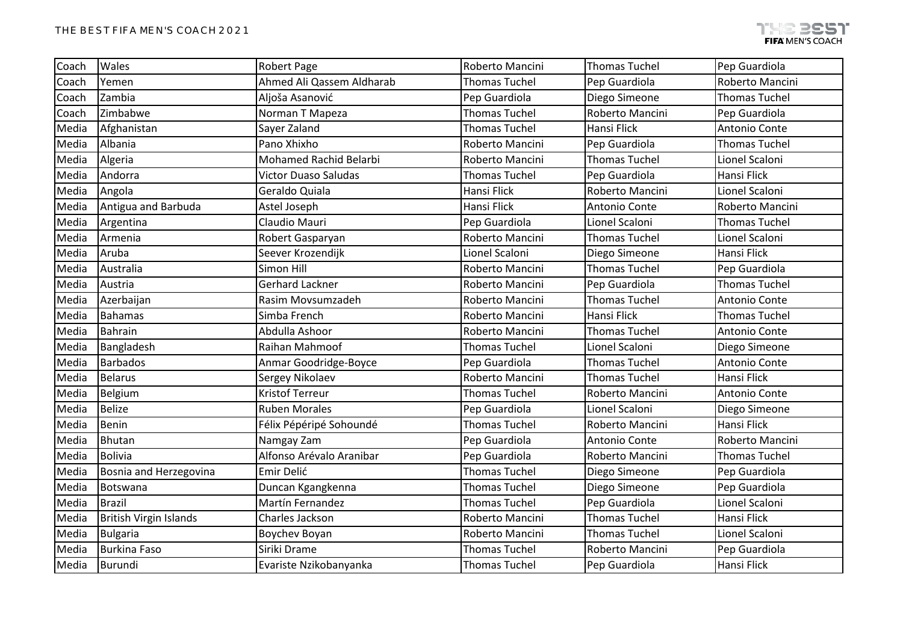| Coach | Wales | Robert Page | Roberto Mancini | Thomas Tuchel | Pep Guardiola |
|---|---|---|---|---|---|
| Coach | Yemen | Ahmed Ali Qassem Aldharab | Thomas Tuchel | Pep Guardiola | Roberto Mancini |
| Coach | Zambia | Aljoša Asanović | Pep Guardiola | Diego Simeone | Thomas Tuchel |
| Coach | Zimbabwe | Norman T Mapeza | Thomas Tuchel | Roberto Mancini | Pep Guardiola |
| Media | Afghanistan | Sayer Zaland | Thomas Tuchel | Hansi Flick | Antonio Conte |
| Media | Albania | Pano Xhixho | Roberto Mancini | Pep Guardiola | Thomas Tuchel |
| Media | Algeria | Mohamed Rachid Belarbi | Roberto Mancini | Thomas Tuchel | Lionel Scaloni |
| Media | Andorra | Victor Duaso Saludas | Thomas Tuchel | Pep Guardiola | Hansi Flick |
| Media | Angola | Geraldo Quiala | Hansi Flick | Roberto Mancini | Lionel Scaloni |
| Media | Antigua and Barbuda | Astel Joseph | Hansi Flick | Antonio Conte | Roberto Mancini |
| Media | Argentina | Claudio Mauri | Pep Guardiola | Lionel Scaloni | Thomas Tuchel |
| Media | Armenia | Robert Gasparyan | Roberto Mancini | Thomas Tuchel | Lionel Scaloni |
| Media | Aruba | Seever Krozendijk | Lionel Scaloni | Diego Simeone | Hansi Flick |
| Media | Australia | Simon Hill | Roberto Mancini | Thomas Tuchel | Pep Guardiola |
| Media | Austria | Gerhard Lackner | Roberto Mancini | Pep Guardiola | Thomas Tuchel |
| Media | Azerbaijan | Rasim Movsumzadeh | Roberto Mancini | Thomas Tuchel | Antonio Conte |
| Media | Bahamas | Simba French | Roberto Mancini | Hansi Flick | Thomas Tuchel |
| Media | Bahrain | Abdulla Ashoor | Roberto Mancini | Thomas Tuchel | Antonio Conte |
| Media | Bangladesh | Raihan Mahmoof | Thomas Tuchel | Lionel Scaloni | Diego Simeone |
| Media | Barbados | Anmar Goodridge-Boyce | Pep Guardiola | Thomas Tuchel | Antonio Conte |
| Media | Belarus | Sergey Nikolaev | Roberto Mancini | Thomas Tuchel | Hansi Flick |
| Media | Belgium | Kristof Terreur | Thomas Tuchel | Roberto Mancini | Antonio Conte |
| Media | Belize | Ruben Morales | Pep Guardiola | Lionel Scaloni | Diego Simeone |
| Media | Benin | Félix Pépéripé Sohoundé | Thomas Tuchel | Roberto Mancini | Hansi Flick |
| Media | Bhutan | Namgay Zam | Pep Guardiola | Antonio Conte | Roberto Mancini |
| Media | Bolivia | Alfonso Arévalo Aranibar | Pep Guardiola | Roberto Mancini | Thomas Tuchel |
| Media | Bosnia and Herzegovina | Emir Delić | Thomas Tuchel | Diego Simeone | Pep Guardiola |
| Media | Botswana | Duncan Kgangkenna | Thomas Tuchel | Diego Simeone | Pep Guardiola |
| Media | Brazil | Martín Fernandez | Thomas Tuchel | Pep Guardiola | Lionel Scaloni |
| Media | British Virgin Islands | Charles Jackson | Roberto Mancini | Thomas Tuchel | Hansi Flick |
| Media | Bulgaria | Boychev Boyan | Roberto Mancini | Thomas Tuchel | Lionel Scaloni |
| Media | Burkina Faso | Siriki Drame | Thomas Tuchel | Roberto Mancini | Pep Guardiola |
| Media | Burundi | Evariste Nzikobanyanka | Thomas Tuchel | Pep Guardiola | Hansi Flick |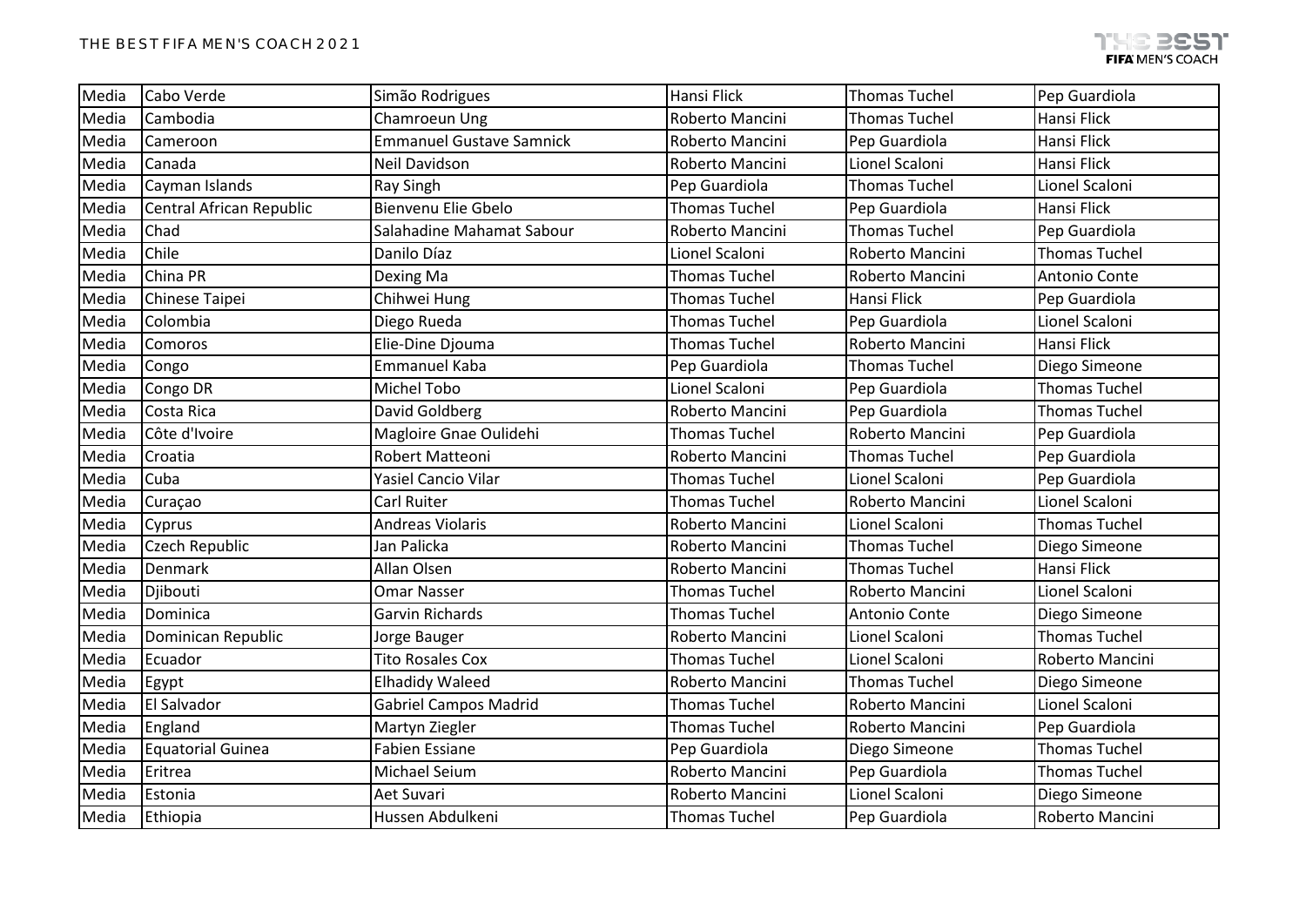| Media | Cabo Verde | Simão Rodrigues | Hansi Flick | Thomas Tuchel | Pep Guardiola |
|---|---|---|---|---|---|
| Media | Cambodia | Chamroeun Ung | Roberto Mancini | Thomas Tuchel | Hansi Flick |
| Media | Cameroon | Emmanuel Gustave Samnick | Roberto Mancini | Pep Guardiola | Hansi Flick |
| Media | Canada | Neil Davidson | Roberto Mancini | Lionel Scaloni | Hansi Flick |
| Media | Cayman Islands | Ray Singh | Pep Guardiola | Thomas Tuchel | Lionel Scaloni |
| Media | Central African Republic | Bienvenu Elie Gbelo | Thomas Tuchel | Pep Guardiola | Hansi Flick |
| Media | Chad | Salahadine Mahamat Sabour | Roberto Mancini | Thomas Tuchel | Pep Guardiola |
| Media | Chile | Danilo Díaz | Lionel Scaloni | Roberto Mancini | Thomas Tuchel |
| Media | China PR | Dexing Ma | Thomas Tuchel | Roberto Mancini | Antonio Conte |
| Media | Chinese Taipei | Chihwei Hung | Thomas Tuchel | Hansi Flick | Pep Guardiola |
| Media | Colombia | Diego Rueda | Thomas Tuchel | Pep Guardiola | Lionel Scaloni |
| Media | Comoros | Elie-Dine Djouma | Thomas Tuchel | Roberto Mancini | Hansi Flick |
| Media | Congo | Emmanuel Kaba | Pep Guardiola | Thomas Tuchel | Diego Simeone |
| Media | Congo DR | Michel Tobo | Lionel Scaloni | Pep Guardiola | Thomas Tuchel |
| Media | Costa Rica | David Goldberg | Roberto Mancini | Pep Guardiola | Thomas Tuchel |
| Media | Côte d'Ivoire | Magloire Gnae Oulidehi | Thomas Tuchel | Roberto Mancini | Pep Guardiola |
| Media | Croatia | Robert Matteoni | Roberto Mancini | Thomas Tuchel | Pep Guardiola |
| Media | Cuba | Yasiel Cancio Vilar | Thomas Tuchel | Lionel Scaloni | Pep Guardiola |
| Media | Curaçao | Carl Ruiter | Thomas Tuchel | Roberto Mancini | Lionel Scaloni |
| Media | Cyprus | Andreas Violaris | Roberto Mancini | Lionel Scaloni | Thomas Tuchel |
| Media | Czech Republic | Jan Palicka | Roberto Mancini | Thomas Tuchel | Diego Simeone |
| Media | Denmark | Allan Olsen | Roberto Mancini | Thomas Tuchel | Hansi Flick |
| Media | Djibouti | Omar Nasser | Thomas Tuchel | Roberto Mancini | Lionel Scaloni |
| Media | Dominica | Garvin Richards | Thomas Tuchel | Antonio Conte | Diego Simeone |
| Media | Dominican Republic | Jorge Bauger | Roberto Mancini | Lionel Scaloni | Thomas Tuchel |
| Media | Ecuador | Tito Rosales Cox | Thomas Tuchel | Lionel Scaloni | Roberto Mancini |
| Media | Egypt | Elhadidy Waleed | Roberto Mancini | Thomas Tuchel | Diego Simeone |
| Media | El Salvador | Gabriel Campos Madrid | Thomas Tuchel | Roberto Mancini | Lionel Scaloni |
| Media | England | Martyn Ziegler | Thomas Tuchel | Roberto Mancini | Pep Guardiola |
| Media | Equatorial Guinea | Fabien Essiane | Pep Guardiola | Diego Simeone | Thomas Tuchel |
| Media | Eritrea | Michael Seium | Roberto Mancini | Pep Guardiola | Thomas Tuchel |
| Media | Estonia | Aet Suvari | Roberto Mancini | Lionel Scaloni | Diego Simeone |
| Media | Ethiopia | Hussen Abdulkeni | Thomas Tuchel | Pep Guardiola | Roberto Mancini |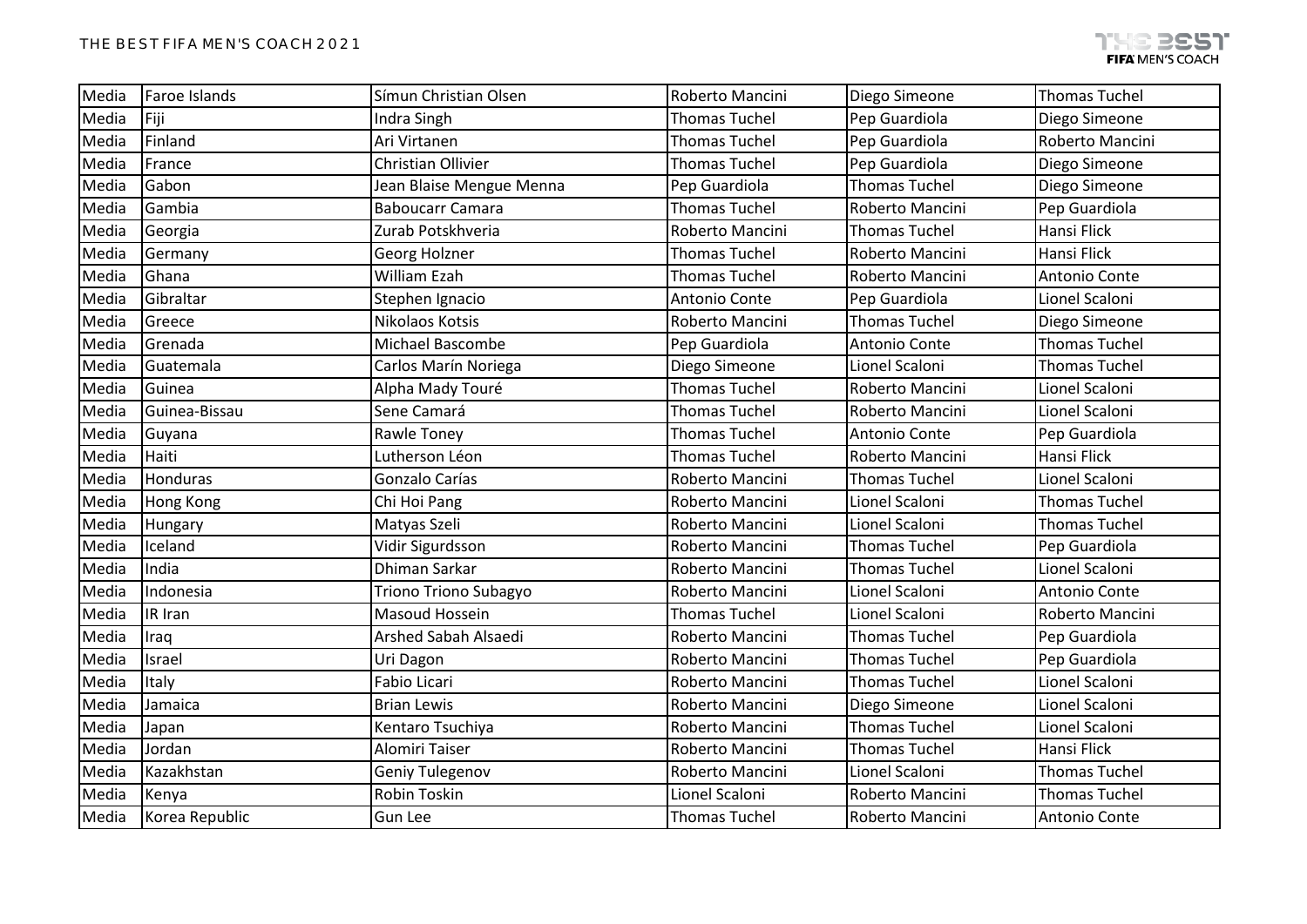| Media | Faroe Islands | Símun Christian Olsen | Roberto Mancini | Diego Simeone | Thomas Tuchel |
|---|---|---|---|---|---|
| Media | Fiji | Indra Singh | Thomas Tuchel | Pep Guardiola | Diego Simeone |
| Media | Finland | Ari Virtanen | Thomas Tuchel | Pep Guardiola | Roberto Mancini |
| Media | France | Christian Ollivier | Thomas Tuchel | Pep Guardiola | Diego Simeone |
| Media | Gabon | Jean Blaise Mengue Menna | Pep Guardiola | Thomas Tuchel | Diego Simeone |
| Media | Gambia | Baboucarr Camara | Thomas Tuchel | Roberto Mancini | Pep Guardiola |
| Media | Georgia | Zurab Potskhveria | Roberto Mancini | Thomas Tuchel | Hansi Flick |
| Media | Germany | Georg Holzner | Thomas Tuchel | Roberto Mancini | Hansi Flick |
| Media | Ghana | William Ezah | Thomas Tuchel | Roberto Mancini | Antonio Conte |
| Media | Gibraltar | Stephen Ignacio | Antonio Conte | Pep Guardiola | Lionel Scaloni |
| Media | Greece | Nikolaos Kotsis | Roberto Mancini | Thomas Tuchel | Diego Simeone |
| Media | Grenada | Michael Bascombe | Pep Guardiola | Antonio Conte | Thomas Tuchel |
| Media | Guatemala | Carlos Marín Noriega | Diego Simeone | Lionel Scaloni | Thomas Tuchel |
| Media | Guinea | Alpha Mady Touré | Thomas Tuchel | Roberto Mancini | Lionel Scaloni |
| Media | Guinea-Bissau | Sene Camará | Thomas Tuchel | Roberto Mancini | Lionel Scaloni |
| Media | Guyana | Rawle Toney | Thomas Tuchel | Antonio Conte | Pep Guardiola |
| Media | Haiti | Lutherson Léon | Thomas Tuchel | Roberto Mancini | Hansi Flick |
| Media | Honduras | Gonzalo Carías | Roberto Mancini | Thomas Tuchel | Lionel Scaloni |
| Media | Hong Kong | Chi Hoi Pang | Roberto Mancini | Lionel Scaloni | Thomas Tuchel |
| Media | Hungary | Matyas Szeli | Roberto Mancini | Lionel Scaloni | Thomas Tuchel |
| Media | Iceland | Vidir Sigurdsson | Roberto Mancini | Thomas Tuchel | Pep Guardiola |
| Media | India | Dhiman Sarkar | Roberto Mancini | Thomas Tuchel | Lionel Scaloni |
| Media | Indonesia | Triono Triono Subagyo | Roberto Mancini | Lionel Scaloni | Antonio Conte |
| Media | IR Iran | Masoud Hossein | Thomas Tuchel | Lionel Scaloni | Roberto Mancini |
| Media | Iraq | Arshed Sabah Alsaedi | Roberto Mancini | Thomas Tuchel | Pep Guardiola |
| Media | Israel | Uri Dagon | Roberto Mancini | Thomas Tuchel | Pep Guardiola |
| Media | Italy | Fabio Licari | Roberto Mancini | Thomas Tuchel | Lionel Scaloni |
| Media | Jamaica | Brian Lewis | Roberto Mancini | Diego Simeone | Lionel Scaloni |
| Media | Japan | Kentaro Tsuchiya | Roberto Mancini | Thomas Tuchel | Lionel Scaloni |
| Media | Jordan | Alomiri Taiser | Roberto Mancini | Thomas Tuchel | Hansi Flick |
| Media | Kazakhstan | Geniy Tulegenov | Roberto Mancini | Lionel Scaloni | Thomas Tuchel |
| Media | Kenya | Robin Toskin | Lionel Scaloni | Roberto Mancini | Thomas Tuchel |
| Media | Korea Republic | Gun Lee | Thomas Tuchel | Roberto Mancini | Antonio Conte |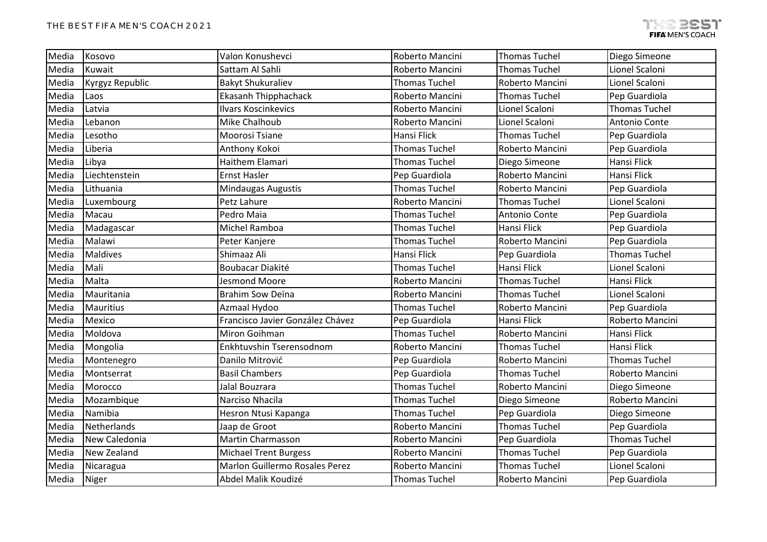| Media | Kosovo | Valon Konushevci | Roberto Mancini | Thomas Tuchel | Diego Simeone |
|---|---|---|---|---|---|
| Media | Kuwait | Sattam Al Sahli | Roberto Mancini | Thomas Tuchel | Lionel Scaloni |
| Media | Kyrgyz Republic | Bakyt Shukuraliev | Thomas Tuchel | Roberto Mancini | Lionel Scaloni |
| Media | Laos | Ekasanh Thipphachack | Roberto Mancini | Thomas Tuchel | Pep Guardiola |
| Media | Latvia | Ilvars Koscinkevics | Roberto Mancini | Lionel Scaloni | Thomas Tuchel |
| Media | Lebanon | Mike Chalhoub | Roberto Mancini | Lionel Scaloni | Antonio Conte |
| Media | Lesotho | Moorosi Tsiane | Hansi Flick | Thomas Tuchel | Pep Guardiola |
| Media | Liberia | Anthony Kokoi | Thomas Tuchel | Roberto Mancini | Pep Guardiola |
| Media | Libya | Haithem Elamari | Thomas Tuchel | Diego Simeone | Hansi Flick |
| Media | Liechtenstein | Ernst Hasler | Pep Guardiola | Roberto Mancini | Hansi Flick |
| Media | Lithuania | Mindaugas Augustis | Thomas Tuchel | Roberto Mancini | Pep Guardiola |
| Media | Luxembourg | Petz Lahure | Roberto Mancini | Thomas Tuchel | Lionel Scaloni |
| Media | Macau | Pedro Maia | Thomas Tuchel | Antonio Conte | Pep Guardiola |
| Media | Madagascar | Michel Ramboa | Thomas Tuchel | Hansi Flick | Pep Guardiola |
| Media | Malawi | Peter Kanjere | Thomas Tuchel | Roberto Mancini | Pep Guardiola |
| Media | Maldives | Shimaaz Ali | Hansi Flick | Pep Guardiola | Thomas Tuchel |
| Media | Mali | Boubacar Diakité | Thomas Tuchel | Hansi Flick | Lionel Scaloni |
| Media | Malta | Jesmond Moore | Roberto Mancini | Thomas Tuchel | Hansi Flick |
| Media | Mauritania | Brahim Sow Deïna | Roberto Mancini | Thomas Tuchel | Lionel Scaloni |
| Media | Mauritius | Azmaal Hydoo | Thomas Tuchel | Roberto Mancini | Pep Guardiola |
| Media | Mexico | Francisco Javier González Chávez | Pep Guardiola | Hansi Flick | Roberto Mancini |
| Media | Moldova | Miron Goihman | Thomas Tuchel | Roberto Mancini | Hansi Flick |
| Media | Mongolia | Enkhtuvshin Tserensodnom | Roberto Mancini | Thomas Tuchel | Hansi Flick |
| Media | Montenegro | Danilo Mitrović | Pep Guardiola | Roberto Mancini | Thomas Tuchel |
| Media | Montserrat | Basil Chambers | Pep Guardiola | Thomas Tuchel | Roberto Mancini |
| Media | Morocco | Jalal Bouzrara | Thomas Tuchel | Roberto Mancini | Diego Simeone |
| Media | Mozambique | Narciso Nhacila | Thomas Tuchel | Diego Simeone | Roberto Mancini |
| Media | Namibia | Hesron Ntusi Kapanga | Thomas Tuchel | Pep Guardiola | Diego Simeone |
| Media | Netherlands | Jaap de Groot | Roberto Mancini | Thomas Tuchel | Pep Guardiola |
| Media | New Caledonia | Martin Charmasson | Roberto Mancini | Pep Guardiola | Thomas Tuchel |
| Media | New Zealand | Michael Trent Burgess | Roberto Mancini | Thomas Tuchel | Pep Guardiola |
| Media | Nicaragua | Marlon Guillermo Rosales Perez | Roberto Mancini | Thomas Tuchel | Lionel Scaloni |
| Media | Niger | Abdel Malik Koudizé | Thomas Tuchel | Roberto Mancini | Pep Guardiola |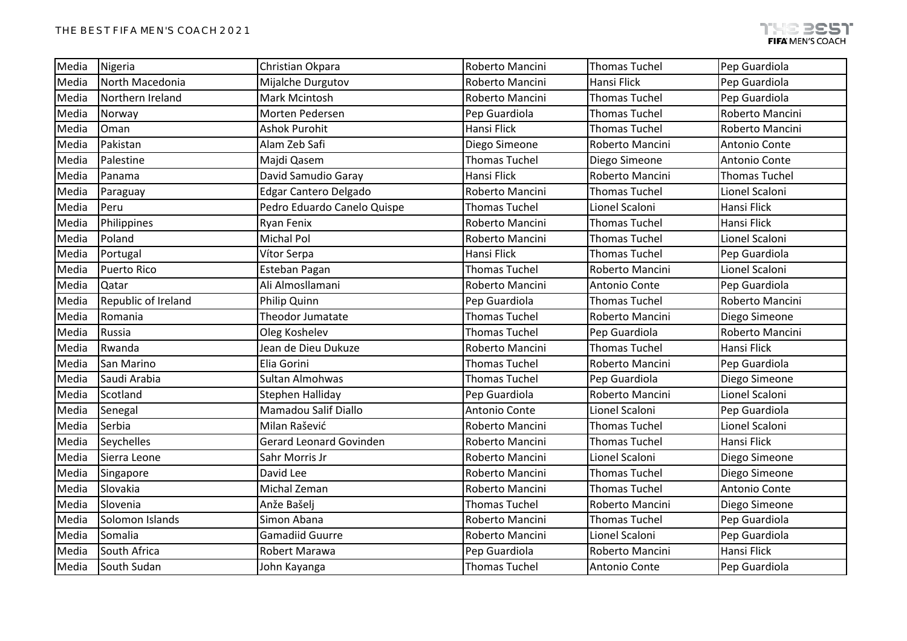| Media | Nigeria | Christian Okpara | Roberto Mancini | Thomas Tuchel | Pep Guardiola |
|---|---|---|---|---|---|
| Media | North Macedonia | Mijalche Durgutov | Roberto Mancini | Hansi Flick | Pep Guardiola |
| Media | Northern Ireland | Mark Mcintosh | Roberto Mancini | Thomas Tuchel | Pep Guardiola |
| Media | Norway | Morten Pedersen | Pep Guardiola | Thomas Tuchel | Roberto Mancini |
| Media | Oman | Ashok Purohit | Hansi Flick | Thomas Tuchel | Roberto Mancini |
| Media | Pakistan | Alam Zeb Safi | Diego Simeone | Roberto Mancini | Antonio Conte |
| Media | Palestine | Majdi Qasem | Thomas Tuchel | Diego Simeone | Antonio Conte |
| Media | Panama | David Samudio Garay | Hansi Flick | Roberto Mancini | Thomas Tuchel |
| Media | Paraguay | Edgar Cantero Delgado | Roberto Mancini | Thomas Tuchel | Lionel Scaloni |
| Media | Peru | Pedro Eduardo Canelo Quispe | Thomas Tuchel | Lionel Scaloni | Hansi Flick |
| Media | Philippines | Ryan Fenix | Roberto Mancini | Thomas Tuchel | Hansi Flick |
| Media | Poland | Michal Pol | Roberto Mancini | Thomas Tuchel | Lionel Scaloni |
| Media | Portugal | Vítor Serpa | Hansi Flick | Thomas Tuchel | Pep Guardiola |
| Media | Puerto Rico | Esteban Pagan | Thomas Tuchel | Roberto Mancini | Lionel Scaloni |
| Media | Qatar | Ali Almosllamani | Roberto Mancini | Antonio Conte | Pep Guardiola |
| Media | Republic of Ireland | Philip Quinn | Pep Guardiola | Thomas Tuchel | Roberto Mancini |
| Media | Romania | Theodor Jumatate | Thomas Tuchel | Roberto Mancini | Diego Simeone |
| Media | Russia | Oleg Koshelev | Thomas Tuchel | Pep Guardiola | Roberto Mancini |
| Media | Rwanda | Jean de Dieu Dukuze | Roberto Mancini | Thomas Tuchel | Hansi Flick |
| Media | San Marino | Elia Gorini | Thomas Tuchel | Roberto Mancini | Pep Guardiola |
| Media | Saudi Arabia | Sultan Almohwas | Thomas Tuchel | Pep Guardiola | Diego Simeone |
| Media | Scotland | Stephen Halliday | Pep Guardiola | Roberto Mancini | Lionel Scaloni |
| Media | Senegal | Mamadou Salif Diallo | Antonio Conte | Lionel Scaloni | Pep Guardiola |
| Media | Serbia | Milan Rašević | Roberto Mancini | Thomas Tuchel | Lionel Scaloni |
| Media | Seychelles | Gerard Leonard Govinden | Roberto Mancini | Thomas Tuchel | Hansi Flick |
| Media | Sierra Leone | Sahr Morris Jr | Roberto Mancini | Lionel Scaloni | Diego Simeone |
| Media | Singapore | David Lee | Roberto Mancini | Thomas Tuchel | Diego Simeone |
| Media | Slovakia | Michal Zeman | Roberto Mancini | Thomas Tuchel | Antonio Conte |
| Media | Slovenia | Anže Bašelj | Thomas Tuchel | Roberto Mancini | Diego Simeone |
| Media | Solomon Islands | Simon Abana | Roberto Mancini | Thomas Tuchel | Pep Guardiola |
| Media | Somalia | Gamadiid Guurre | Roberto Mancini | Lionel Scaloni | Pep Guardiola |
| Media | South Africa | Robert Marawa | Pep Guardiola | Roberto Mancini | Hansi Flick |
| Media | South Sudan | John Kayanga | Thomas Tuchel | Antonio Conte | Pep Guardiola |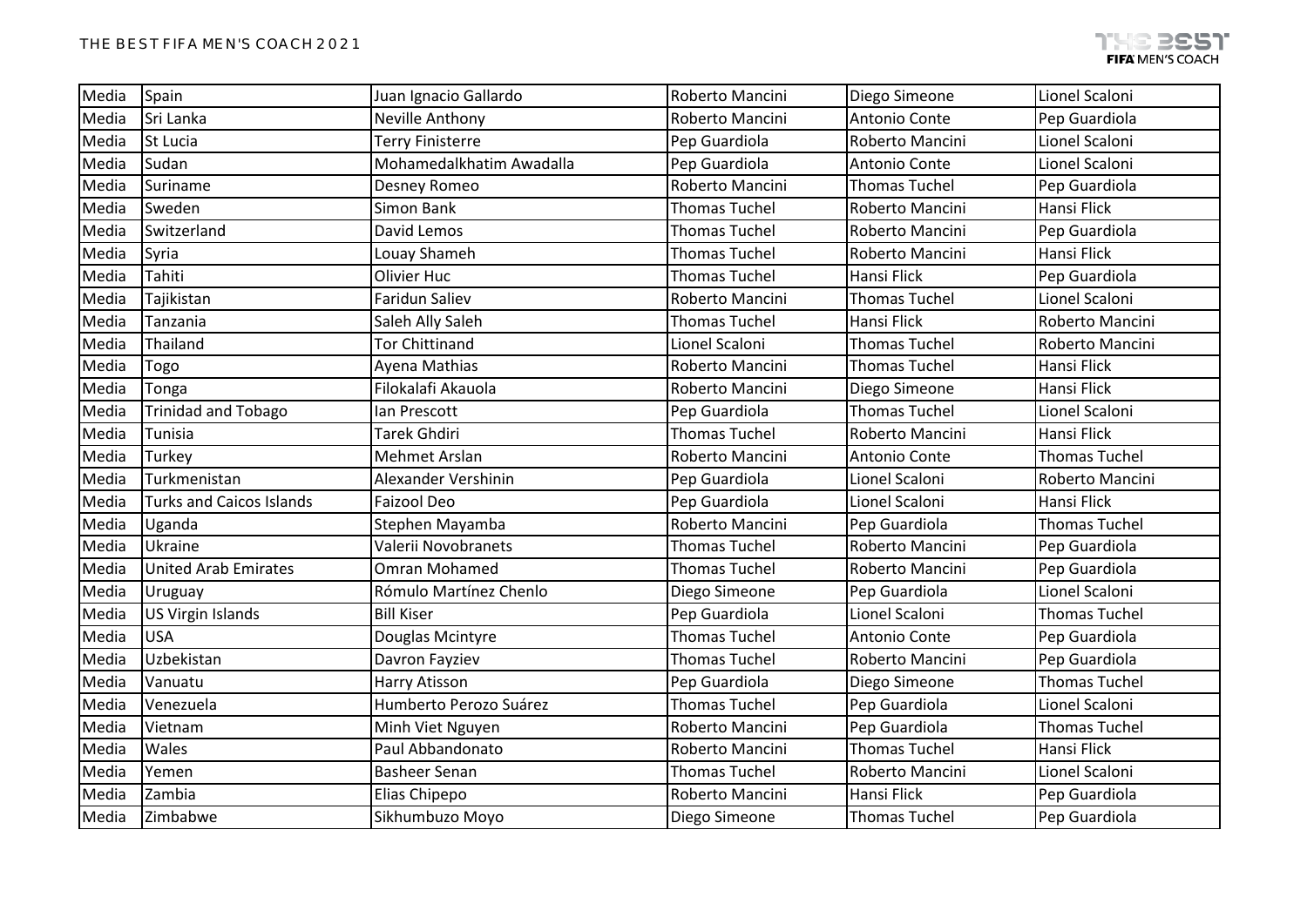| | | | | | |
|---|---|---|---|---|---|
| Media | Spain | Juan Ignacio Gallardo | Roberto Mancini | Diego Simeone | Lionel Scaloni |
| Media | Sri Lanka | Neville Anthony | Roberto Mancini | Antonio Conte | Pep Guardiola |
| Media | St Lucia | Terry Finisterre | Pep Guardiola | Roberto Mancini | Lionel Scaloni |
| Media | Sudan | Mohamedalkhatim Awadalla | Pep Guardiola | Antonio Conte | Lionel Scaloni |
| Media | Suriname | Desney Romeo | Roberto Mancini | Thomas Tuchel | Pep Guardiola |
| Media | Sweden | Simon Bank | Thomas Tuchel | Roberto Mancini | Hansi Flick |
| Media | Switzerland | David Lemos | Thomas Tuchel | Roberto Mancini | Pep Guardiola |
| Media | Syria | Louay Shameh | Thomas Tuchel | Roberto Mancini | Hansi Flick |
| Media | Tahiti | Olivier Huc | Thomas Tuchel | Hansi Flick | Pep Guardiola |
| Media | Tajikistan | Faridun Saliev | Roberto Mancini | Thomas Tuchel | Lionel Scaloni |
| Media | Tanzania | Saleh Ally Saleh | Thomas Tuchel | Hansi Flick | Roberto Mancini |
| Media | Thailand | Tor Chittinand | Lionel Scaloni | Thomas Tuchel | Roberto Mancini |
| Media | Togo | Ayena Mathias | Roberto Mancini | Thomas Tuchel | Hansi Flick |
| Media | Tonga | Filokalafi Akauola | Roberto Mancini | Diego Simeone | Hansi Flick |
| Media | Trinidad and Tobago | Ian Prescott | Pep Guardiola | Thomas Tuchel | Lionel Scaloni |
| Media | Tunisia | Tarek Ghdiri | Thomas Tuchel | Roberto Mancini | Hansi Flick |
| Media | Turkey | Mehmet Arslan | Roberto Mancini | Antonio Conte | Thomas Tuchel |
| Media | Turkmenistan | Alexander Vershinin | Pep Guardiola | Lionel Scaloni | Roberto Mancini |
| Media | Turks and Caicos Islands | Faizool Deo | Pep Guardiola | Lionel Scaloni | Hansi Flick |
| Media | Uganda | Stephen Mayamba | Roberto Mancini | Pep Guardiola | Thomas Tuchel |
| Media | Ukraine | Valerii Novobranets | Thomas Tuchel | Roberto Mancini | Pep Guardiola |
| Media | United Arab Emirates | Omran Mohamed | Thomas Tuchel | Roberto Mancini | Pep Guardiola |
| Media | Uruguay | Rómulo Martínez Chenlo | Diego Simeone | Pep Guardiola | Lionel Scaloni |
| Media | US Virgin Islands | Bill Kiser | Pep Guardiola | Lionel Scaloni | Thomas Tuchel |
| Media | USA | Douglas Mcintyre | Thomas Tuchel | Antonio Conte | Pep Guardiola |
| Media | Uzbekistan | Davron Fayziev | Thomas Tuchel | Roberto Mancini | Pep Guardiola |
| Media | Vanuatu | Harry Atisson | Pep Guardiola | Diego Simeone | Thomas Tuchel |
| Media | Venezuela | Humberto Perozo Suárez | Thomas Tuchel | Pep Guardiola | Lionel Scaloni |
| Media | Vietnam | Minh Viet Nguyen | Roberto Mancini | Pep Guardiola | Thomas Tuchel |
| Media | Wales | Paul Abbandonato | Roberto Mancini | Thomas Tuchel | Hansi Flick |
| Media | Yemen | Basheer Senan | Thomas Tuchel | Roberto Mancini | Lionel Scaloni |
| Media | Zambia | Elias Chipepo | Roberto Mancini | Hansi Flick | Pep Guardiola |
| Media | Zimbabwe | Sikhumbuzo Moyo | Diego Simeone | Thomas Tuchel | Pep Guardiola |